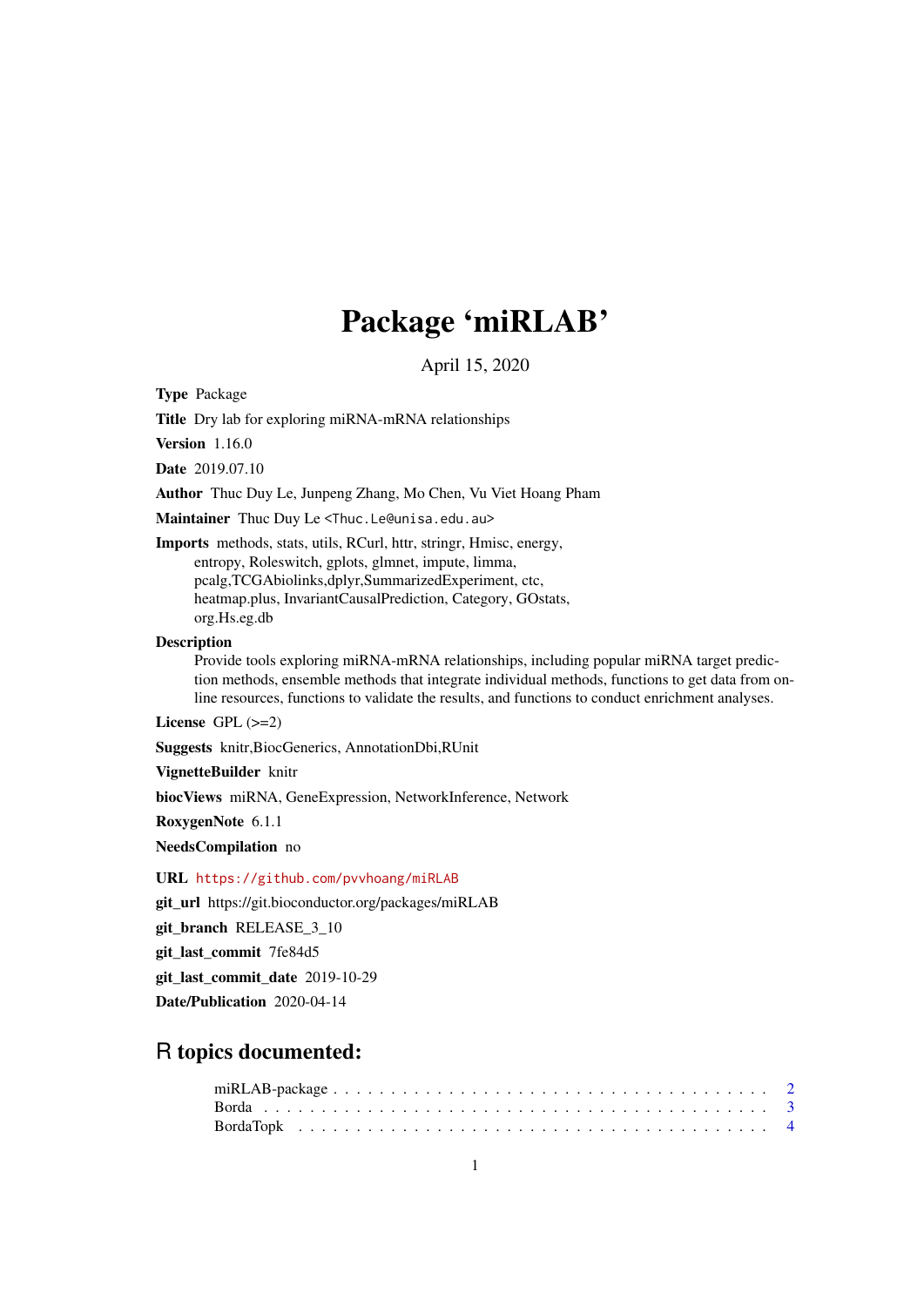# Package 'miRLAB'

April 15, 2020

**Type** Package

**Title** Dry lab for exploring miRNA-mRNA relationships

**Version** 1.16.0

**Date** 2019.07.10

**Author** Thuc Duy Le, Junpeng Zhang, Mo Chen, Vu Viet Hoang Pham

**Maintainer** Thuc Duy Le <Thuc.Le@unisa.edu.au>

**Imports** methods, stats, utils, RCurl, httr, stringr, Hmisc, energy, entropy, Roleswitch, gplots, glmnet, impute, limma, pcalg,TCGAbiolinks,dplyr,SummarizedExperiment, ctc, heatmap.plus, InvariantCausalPrediction, Category, GOstats, org.Hs.eg.db

**Description** Provide tools exploring miRNA-mRNA relationships, including popular miRNA target prediction methods, ensemble methods that integrate individual methods, functions to get data from online resources, functions to validate the results, and functions to conduct enrichment analyses.

**License** GPL (>=2)

**Suggests** knitr,BiocGenerics, AnnotationDbi,RUnit

**VignetteBuilder** knitr

**biocViews** miRNA, GeneExpression, NetworkInference, Network

**RoxygenNote** 6.1.1

**NeedsCompilation** no

**URL** https://github.com/pvvhoang/miRLAB

**git_url** https://git.bioconductor.org/packages/miRLAB

**git_branch** RELEASE_3_10

**git_last_commit** 7fe84d5

**git_last_commit_date** 2019-10-29

**Date/Publication** 2020-04-14

## R topics documented:

miRLAB-package . . . . . . . . . . . . . . . . . . . . . . . . . . . . . . . . . . . . 2
Borda . . . . . . . . . . . . . . . . . . . . . . . . . . . . . . . . . . . . . . . . . . 3
BordaTopk . . . . . . . . . . . . . . . . . . . . . . . . . . . . . . . . . . . . . . . 4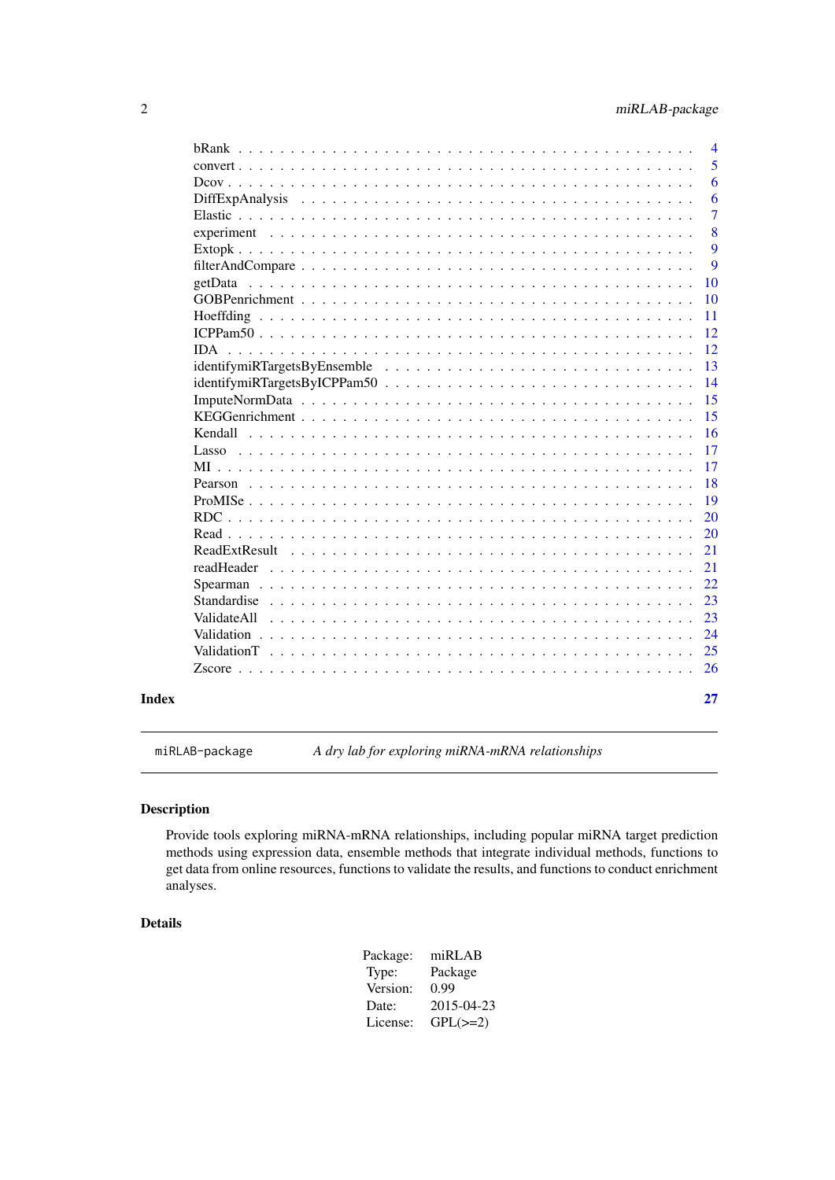| | |
|---|---|
| bRank | 4 |
| convert | 5 |
| Dcov | 6 |
| DiffExpAnalysis | 6 |
| Elastic | 7 |
| experiment | 8 |
| Extopk | 9 |
| filterAndCompare | 9 |
| getData | 10 |
| GOBPenrichment | 10 |
| Hoeffding | 11 |
| ICPPam50 | 12 |
| IDA | 12 |
| identifymiRTargetsByEnsemble | 13 |
| identifymiRTargetsByICPPam50 | 14 |
| ImputeNormData | 15 |
| KEGGenrichment | 15 |
| Kendall | 16 |
| Lasso | 17 |
| MI | 17 |
| Pearson | 18 |
| ProMISe | 19 |
| RDC | 20 |
| Read | 20 |
| ReadExtResult | 21 |
| readHeader | 21 |
| Spearman | 22 |
| Standardise | 23 |
| ValidateAll | 23 |
| Validation | 24 |
| ValidationT | 25 |
| Zscore | 26 |

**Index** **27**

---

`miRLAB-package` *A dry lab for exploring miRNA-mRNA relationships*

---

## Description

Provide tools exploring miRNA-mRNA relationships, including popular miRNA target prediction methods using expression data, ensemble methods that integrate individual methods, functions to get data from online resources, functions to validate the results, and functions to conduct enrichment analyses.

## Details

| | |
|---|---|
| Package: | miRLAB |
| Type: | Package |
| Version: | 0.99 |
| Date: | 2015-04-23 |
| License: | GPL(>=2) |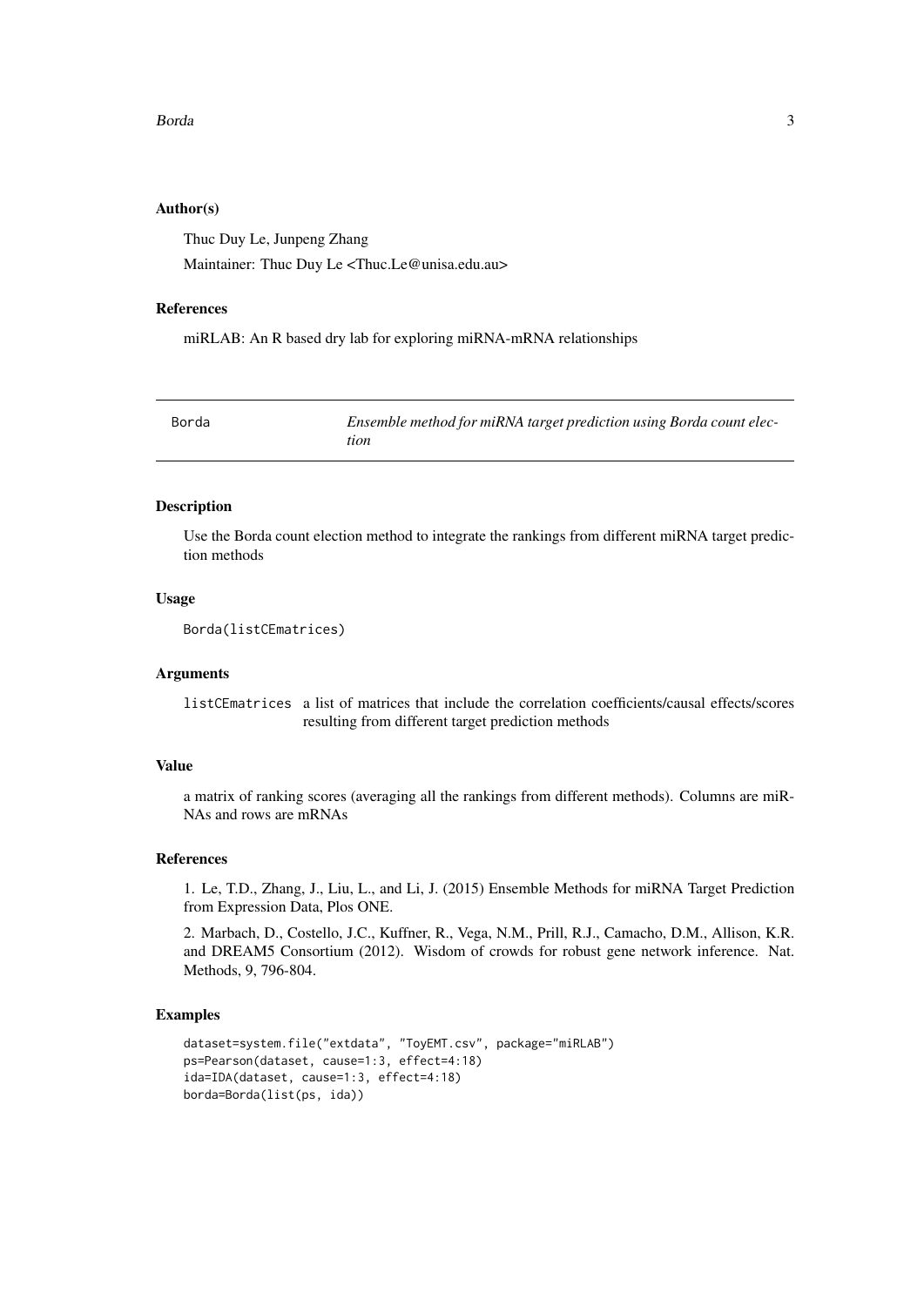### Author(s)

Thuc Duy Le, Junpeng Zhang

Maintainer: Thuc Duy Le <Thuc.Le@unisa.edu.au>

### References

miRLAB: An R based dry lab for exploring miRNA-mRNA relationships

---

## Borda — *Ensemble method for miRNA target prediction using Borda count election*

---

### Description

Use the Borda count election method to integrate the rankings from different miRNA target prediction methods

### Usage

```
Borda(listCEmatrices)
```

### Arguments

| | |
|---|---|
| listCEmatrices | a list of matrices that include the correlation coefficients/causal effects/scores resulting from different target prediction methods |

### Value

a matrix of ranking scores (averaging all the rankings from different methods). Columns are miRNAs and rows are mRNAs

### References

1. Le, T.D., Zhang, J., Liu, L., and Li, J. (2015) Ensemble Methods for miRNA Target Prediction from Expression Data, Plos ONE.

2. Marbach, D., Costello, J.C., Kuffner, R., Vega, N.M., Prill, R.J., Camacho, D.M., Allison, K.R. and DREAM5 Consortium (2012). Wisdom of crowds for robust gene network inference. Nat. Methods, 9, 796-804.

### Examples

```
dataset=system.file("extdata", "ToyEMT.csv", package="miRLAB")
ps=Pearson(dataset, cause=1:3, effect=4:18)
ida=IDA(dataset, cause=1:3, effect=4:18)
borda=Borda(list(ps, ida))
```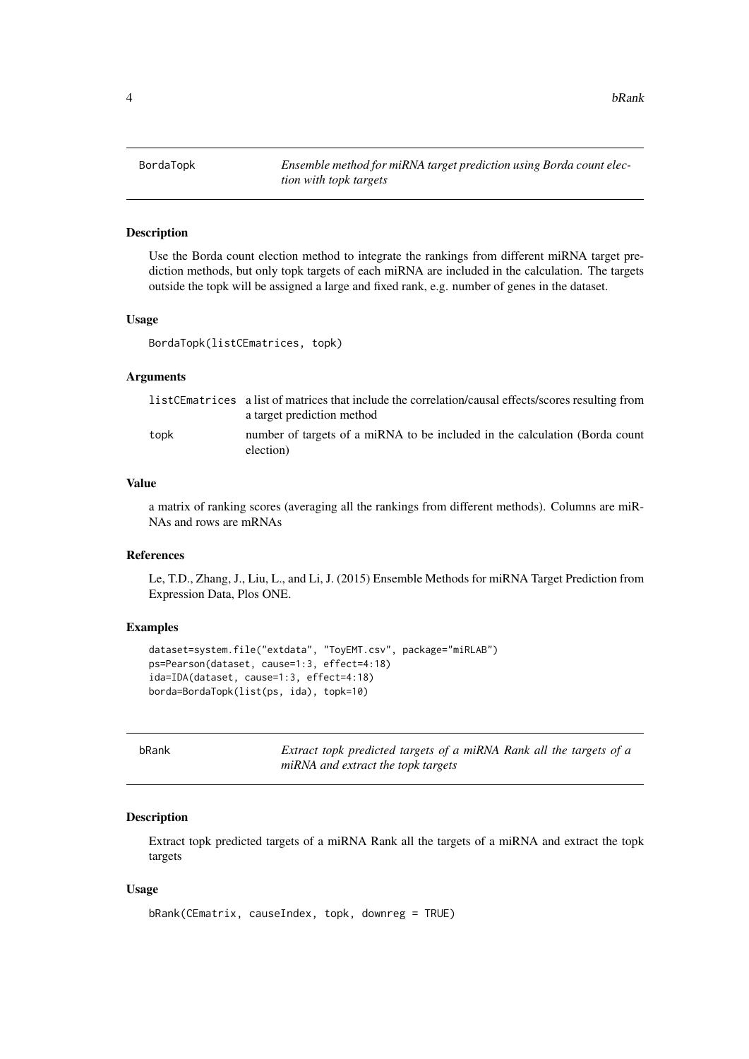## BordaTopk

*Ensemble method for miRNA target prediction using Borda count election with topk targets*

### Description

Use the Borda count election method to integrate the rankings from different miRNA target prediction methods, but only topk targets of each miRNA are included in the calculation. The targets outside the topk will be assigned a large and fixed rank, e.g. number of genes in the dataset.

### Usage

```
BordaTopk(listCEmatrices, topk)
```

### Arguments

| | |
|---|---|
| listCEmatrices | a list of matrices that include the correlation/causal effects/scores resulting from a target prediction method |
| topk | number of targets of a miRNA to be included in the calculation (Borda count election) |

### Value

a matrix of ranking scores (averaging all the rankings from different methods). Columns are miRNAs and rows are mRNAs

### References

Le, T.D., Zhang, J., Liu, L., and Li, J. (2015) Ensemble Methods for miRNA Target Prediction from Expression Data, Plos ONE.

### Examples

```
dataset=system.file("extdata", "ToyEMT.csv", package="miRLAB")
ps=Pearson(dataset, cause=1:3, effect=4:18)
ida=IDA(dataset, cause=1:3, effect=4:18)
borda=BordaTopk(list(ps, ida), topk=10)
```

## bRank

*Extract topk predicted targets of a miRNA Rank all the targets of a miRNA and extract the topk targets*

### Description

Extract topk predicted targets of a miRNA Rank all the targets of a miRNA and extract the topk targets

### Usage

```
bRank(CEmatrix, causeIndex, topk, downreg = TRUE)
```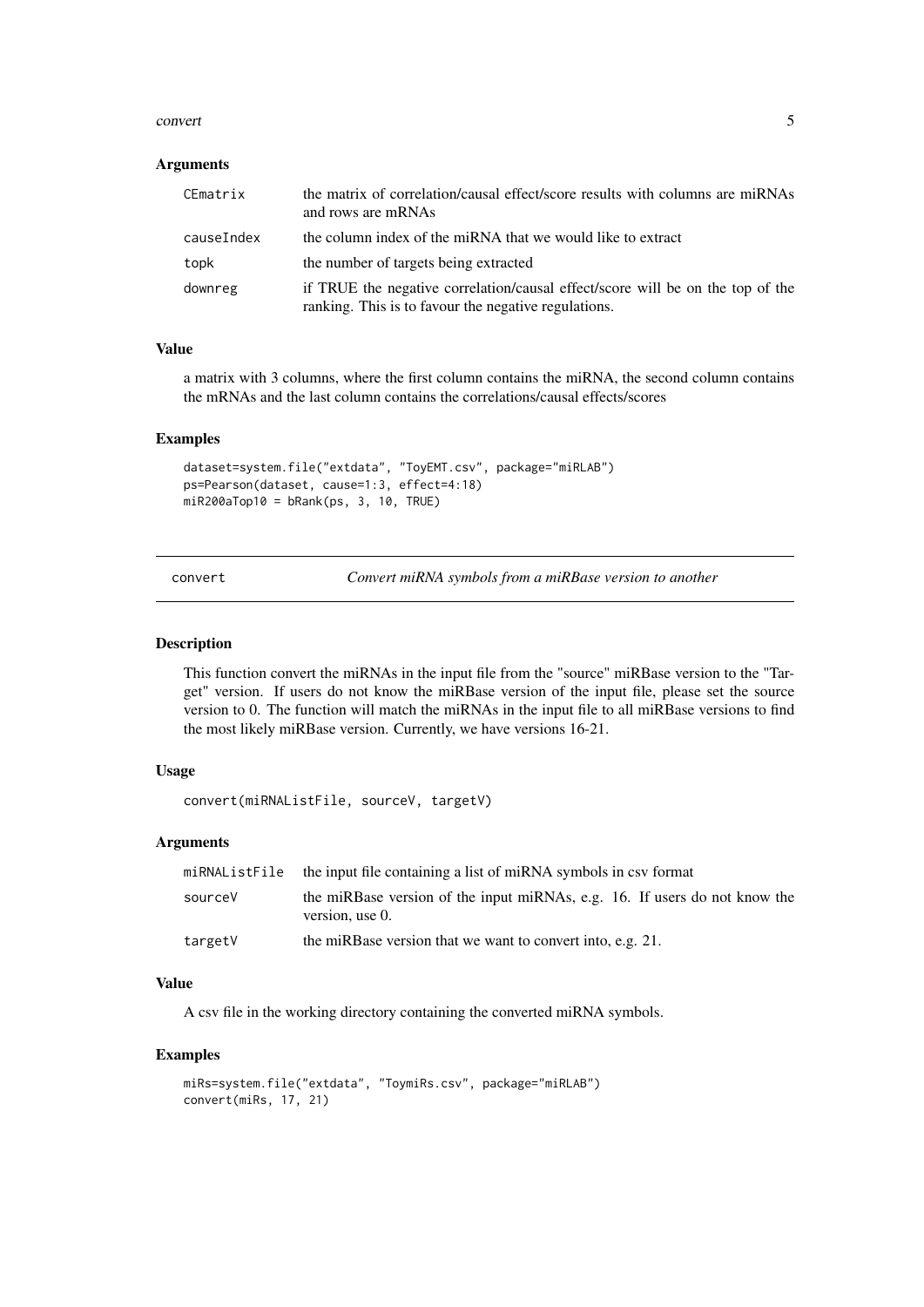### Arguments

| | |
|---|---|
| CEmatrix | the matrix of correlation/causal effect/score results with columns are miRNAs and rows are mRNAs |
| causeIndex | the column index of the miRNA that we would like to extract |
| topk | the number of targets being extracted |
| downreg | if TRUE the negative correlation/causal effect/score will be on the top of the ranking. This is to favour the negative regulations. |

### Value

a matrix with 3 columns, where the first column contains the miRNA, the second column contains the mRNAs and the last column contains the correlations/causal effects/scores

### Examples

```
dataset=system.file("extdata", "ToyEMT.csv", package="miRLAB")
ps=Pearson(dataset, cause=1:3, effect=4:18)
miR200aTop10 = bRank(ps, 3, 10, TRUE)
```

---

## convert — *Convert miRNA symbols from a miRBase version to another*

### Description

This function convert the miRNAs in the input file from the "source" miRBase version to the "Target" version. If users do not know the miRBase version of the input file, please set the source version to 0. The function will match the miRNAs in the input file to all miRBase versions to find the most likely miRBase version. Currently, we have versions 16-21.

### Usage

```
convert(miRNAListFile, sourceV, targetV)
```

### Arguments

| | |
|---|---|
| miRNAListFile | the input file containing a list of miRNA symbols in csv format |
| sourceV | the miRBase version of the input miRNAs, e.g. 16. If users do not know the version, use 0. |
| targetV | the miRBase version that we want to convert into, e.g. 21. |

### Value

A csv file in the working directory containing the converted miRNA symbols.

### Examples

```
miRs=system.file("extdata", "ToymiRs.csv", package="miRLAB")
convert(miRs, 17, 21)
```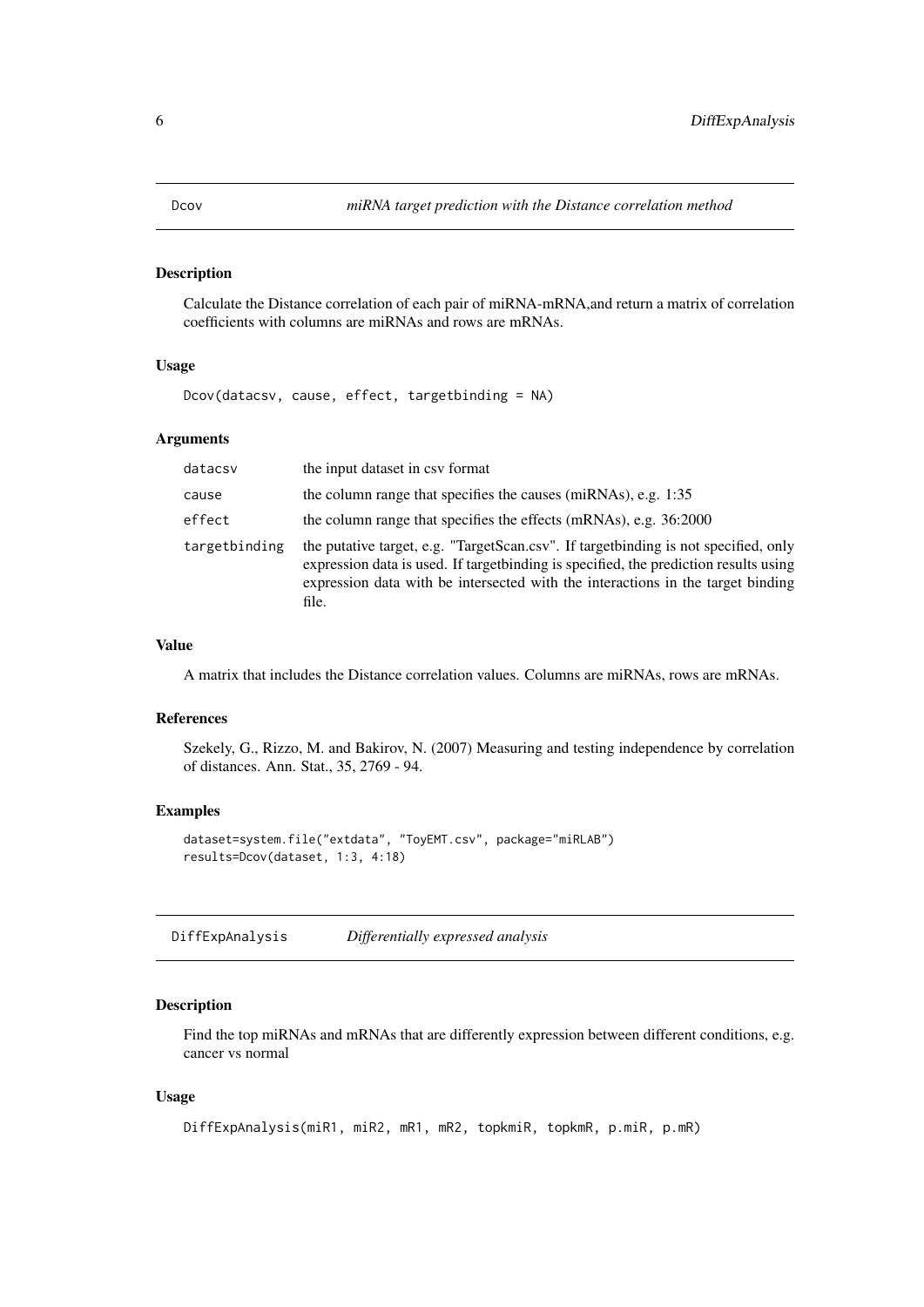## Dcov *miRNA target prediction with the Distance correlation method*

### Description

Calculate the Distance correlation of each pair of miRNA-mRNA,and return a matrix of correlation coefficients with columns are miRNAs and rows are mRNAs.

### Usage

```
Dcov(datacsv, cause, effect, targetbinding = NA)
```

### Arguments

| | |
|---|---|
| datacsv | the input dataset in csv format |
| cause | the column range that specifies the causes (miRNAs), e.g. 1:35 |
| effect | the column range that specifies the effects (mRNAs), e.g. 36:2000 |
| targetbinding | the putative target, e.g. "TargetScan.csv". If targetbinding is not specified, only expression data is used. If targetbinding is specified, the prediction results using expression data with be intersected with the interactions in the target binding file. |

### Value

A matrix that includes the Distance correlation values. Columns are miRNAs, rows are mRNAs.

### References

Szekely, G., Rizzo, M. and Bakirov, N. (2007) Measuring and testing independence by correlation of distances. Ann. Stat., 35, 2769 - 94.

### Examples

```
dataset=system.file("extdata", "ToyEMT.csv", package="miRLAB")
results=Dcov(dataset, 1:3, 4:18)
```

## DiffExpAnalysis *Differentially expressed analysis*

### Description

Find the top miRNAs and mRNAs that are differently expression between different conditions, e.g. cancer vs normal

### Usage

```
DiffExpAnalysis(miR1, miR2, mR1, mR2, topkmiR, topkmR, p.miR, p.mR)
```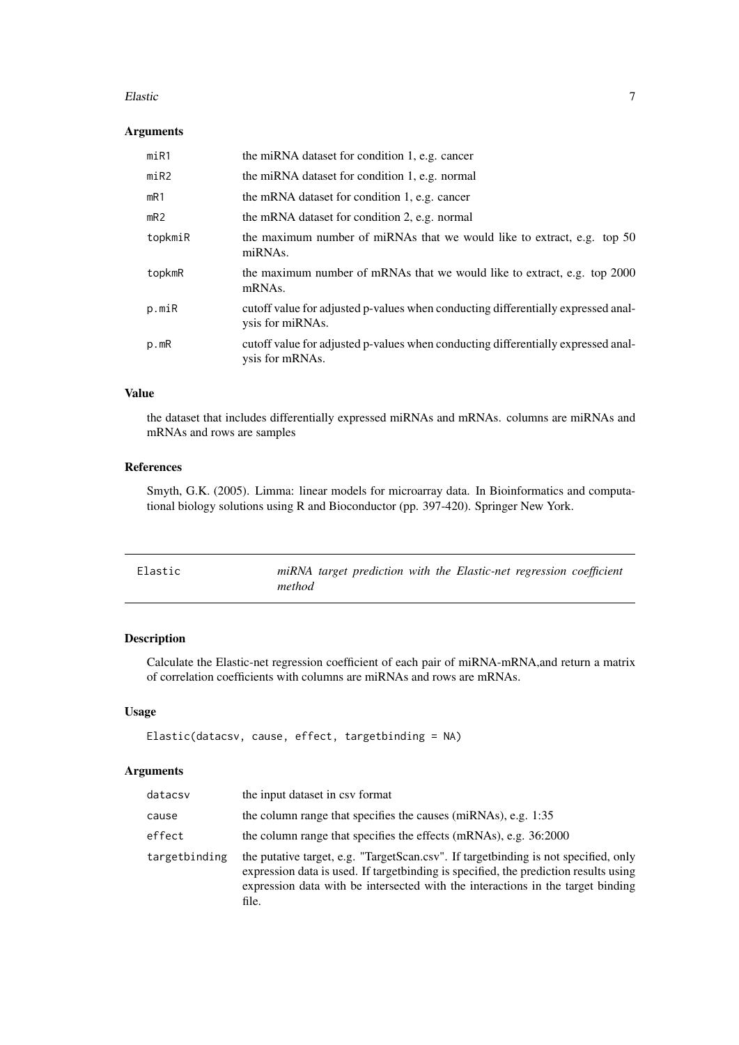### Arguments

| | |
|---|---|
| `miR1` | the miRNA dataset for condition 1, e.g. cancer |
| `miR2` | the miRNA dataset for condition 1, e.g. normal |
| `mR1` | the mRNA dataset for condition 1, e.g. cancer |
| `mR2` | the mRNA dataset for condition 2, e.g. normal |
| `topkmiR` | the maximum number of miRNAs that we would like to extract, e.g. top 50 miRNAs. |
| `topkmR` | the maximum number of mRNAs that we would like to extract, e.g. top 2000 mRNAs. |
| `p.miR` | cutoff value for adjusted p-values when conducting differentially expressed analysis for miRNAs. |
| `p.mR` | cutoff value for adjusted p-values when conducting differentially expressed analysis for mRNAs. |

### Value

the dataset that includes differentially expressed miRNAs and mRNAs. columns are miRNAs and mRNAs and rows are samples

### References

Smyth, G.K. (2005). Limma: linear models for microarray data. In Bioinformatics and computational biology solutions using R and Bioconductor (pp. 397-420). Springer New York.

---

## Elastic — *miRNA target prediction with the Elastic-net regression coefficient method*

### Description

Calculate the Elastic-net regression coefficient of each pair of miRNA-mRNA,and return a matrix of correlation coefficients with columns are miRNAs and rows are mRNAs.

### Usage

```
Elastic(datacsv, cause, effect, targetbinding = NA)
```

### Arguments

| | |
|---|---|
| `datacsv` | the input dataset in csv format |
| `cause` | the column range that specifies the causes (miRNAs), e.g. 1:35 |
| `effect` | the column range that specifies the effects (mRNAs), e.g. 36:2000 |
| `targetbinding` | the putative target, e.g. "TargetScan.csv". If targetbinding is not specified, only expression data is used. If targetbinding is specified, the prediction results using expression data with be intersected with the interactions in the target binding file. |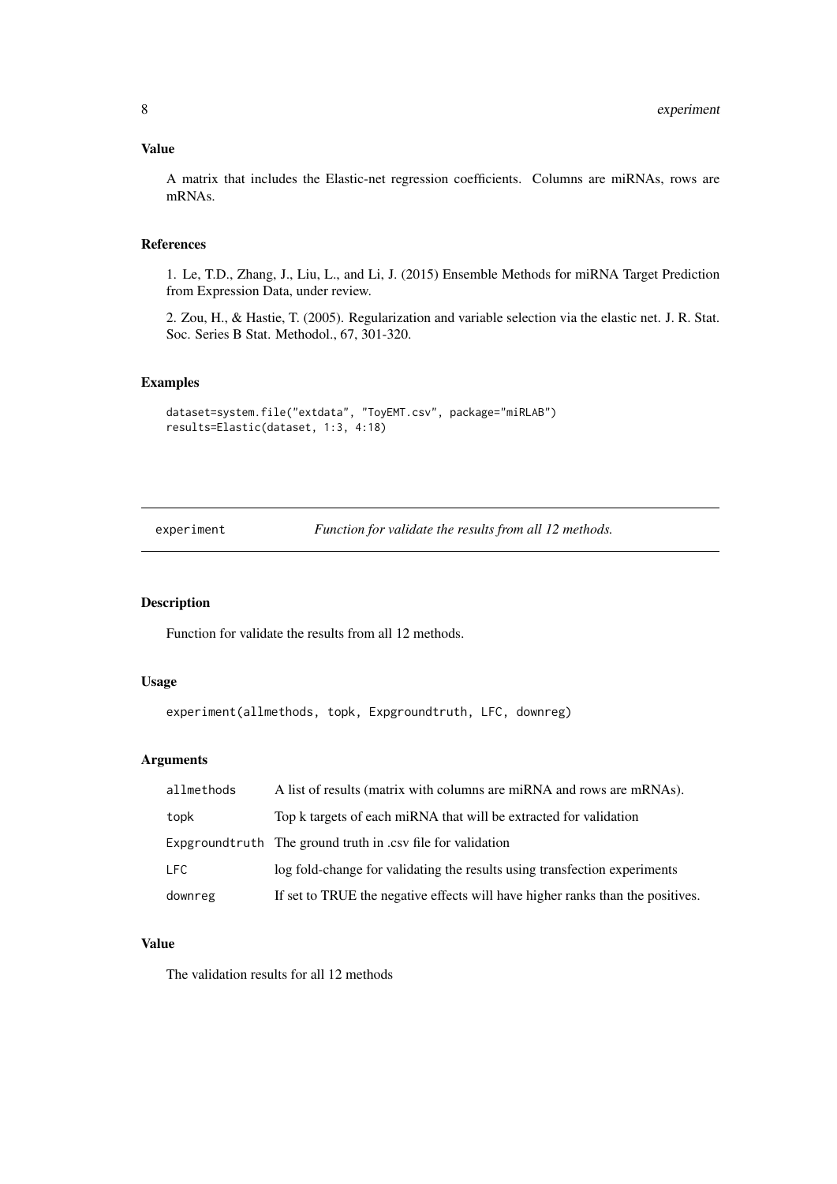## Value

A matrix that includes the Elastic-net regression coefficients. Columns are miRNAs, rows are mRNAs.

## References

1. Le, T.D., Zhang, J., Liu, L., and Li, J. (2015) Ensemble Methods for miRNA Target Prediction from Expression Data, under review.

2. Zou, H., & Hastie, T. (2005). Regularization and variable selection via the elastic net. J. R. Stat. Soc. Series B Stat. Methodol., 67, 301-320.

## Examples

```
dataset=system.file("extdata", "ToyEMT.csv", package="miRLAB")
results=Elastic(dataset, 1:3, 4:18)
```

---

# experiment — *Function for validate the results from all 12 methods.*

---

## Description

Function for validate the results from all 12 methods.

## Usage

```
experiment(allmethods, topk, Expgroundtruth, LFC, downreg)
```

## Arguments

| | |
|---|---|
| allmethods | A list of results (matrix with columns are miRNA and rows are mRNAs). |
| topk | Top k targets of each miRNA that will be extracted for validation |
| Expgroundtruth | The ground truth in .csv file for validation |
| LFC | log fold-change for validating the results using transfection experiments |
| downreg | If set to TRUE the negative effects will have higher ranks than the positives. |

## Value

The validation results for all 12 methods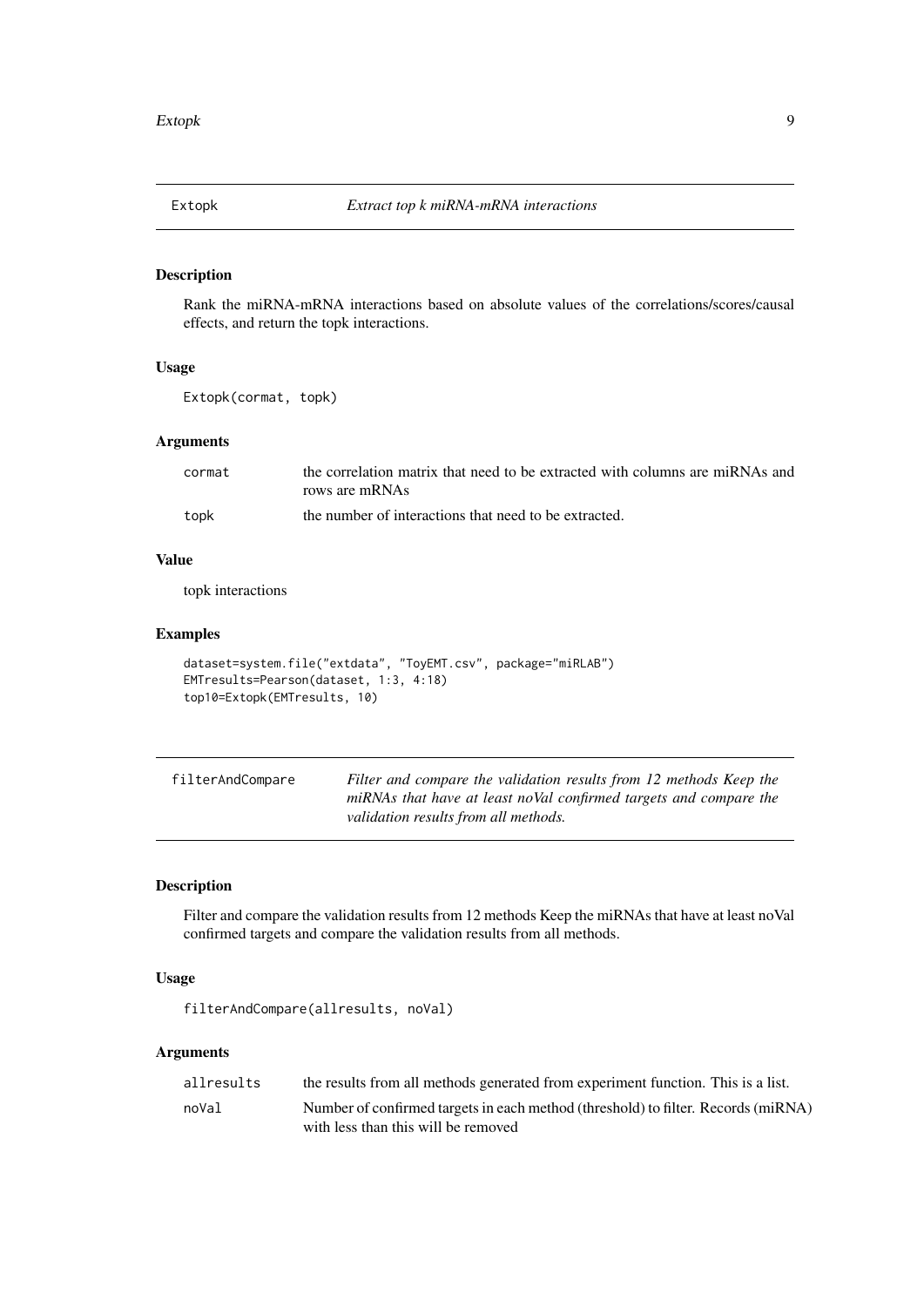## Extopk — *Extract top k miRNA-mRNA interactions*

### Description

Rank the miRNA-mRNA interactions based on absolute values of the correlations/scores/causal effects, and return the topk interactions.

### Usage

```
Extopk(cormat, topk)
```

### Arguments

| | |
|---|---|
| cormat | the correlation matrix that need to be extracted with columns are miRNAs and rows are mRNAs |
| topk | the number of interactions that need to be extracted. |

### Value

topk interactions

### Examples

```
dataset=system.file("extdata", "ToyEMT.csv", package="miRLAB")
EMTresults=Pearson(dataset, 1:3, 4:18)
top10=Extopk(EMTresults, 10)
```

## filterAndCompare — *Filter and compare the validation results from 12 methods Keep the miRNAs that have at least noVal confirmed targets and compare the validation results from all methods.*

### Description

Filter and compare the validation results from 12 methods Keep the miRNAs that have at least noVal confirmed targets and compare the validation results from all methods.

### Usage

```
filterAndCompare(allresults, noVal)
```

### Arguments

| | |
|---|---|
| allresults | the results from all methods generated from experiment function. This is a list. |
| noVal | Number of confirmed targets in each method (threshold) to filter. Records (miRNA) with less than this will be removed |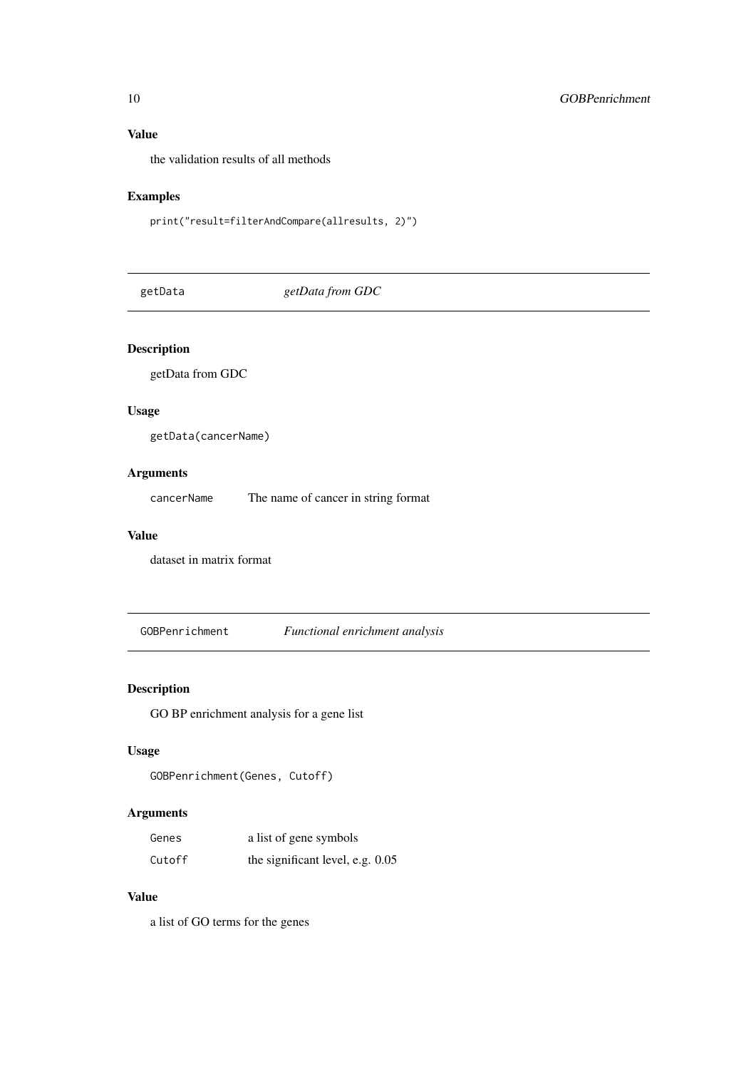### Value

the validation results of all methods

### Examples

```
print("result=filterAndCompare(allresults, 2)")
```

---

## getData *getData from GDC*

### Description

getData from GDC

### Usage

```
getData(cancerName)
```

### Arguments

| | |
|---|---|
| `cancerName` | The name of cancer in string format |

### Value

dataset in matrix format

---

## GOBPenrichment *Functional enrichment analysis*

### Description

GO BP enrichment analysis for a gene list

### Usage

```
GOBPenrichment(Genes, Cutoff)
```

### Arguments

| | |
|---|---|
| `Genes` | a list of gene symbols |
| `Cutoff` | the significant level, e.g. 0.05 |

### Value

a list of GO terms for the genes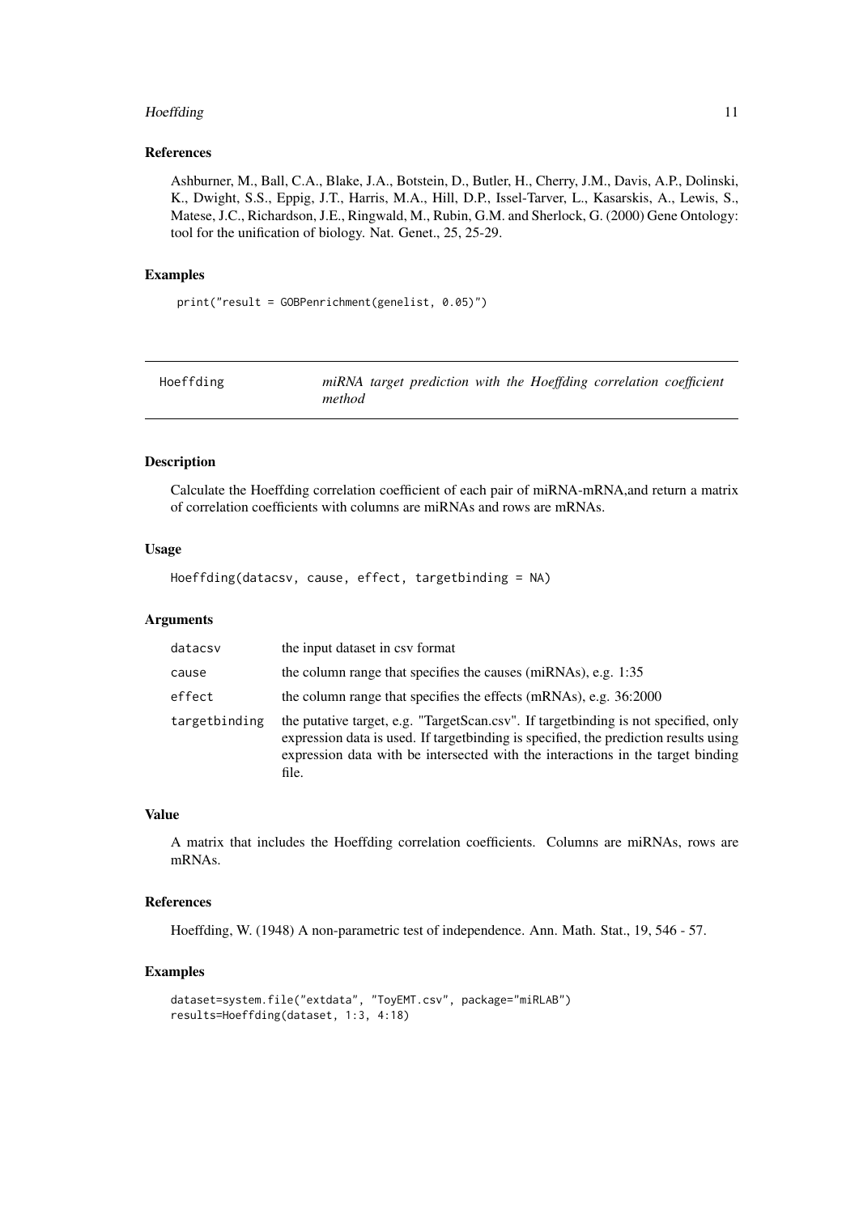### References

Ashburner, M., Ball, C.A., Blake, J.A., Botstein, D., Butler, H., Cherry, J.M., Davis, A.P., Dolinski, K., Dwight, S.S., Eppig, J.T., Harris, M.A., Hill, D.P., Issel-Tarver, L., Kasarskis, A., Lewis, S., Matese, J.C., Richardson, J.E., Ringwald, M., Rubin, G.M. and Sherlock, G. (2000) Gene Ontology: tool for the unification of biology. Nat. Genet., 25, 25-29.

### Examples

```
print("result = GOBPenrichment(genelist, 0.05)")
```

---

## Hoeffding — *miRNA target prediction with the Hoeffding correlation coefficient method*

---

### Description

Calculate the Hoeffding correlation coefficient of each pair of miRNA-mRNA,and return a matrix of correlation coefficients with columns are miRNAs and rows are mRNAs.

### Usage

```
Hoeffding(datacsv, cause, effect, targetbinding = NA)
```

### Arguments

| | |
|---|---|
| `datacsv` | the input dataset in csv format |
| `cause` | the column range that specifies the causes (miRNAs), e.g. 1:35 |
| `effect` | the column range that specifies the effects (mRNAs), e.g. 36:2000 |
| `targetbinding` | the putative target, e.g. "TargetScan.csv". If targetbinding is not specified, only expression data is used. If targetbinding is specified, the prediction results using expression data with be intersected with the interactions in the target binding file. |

### Value

A matrix that includes the Hoeffding correlation coefficients. Columns are miRNAs, rows are mRNAs.

### References

Hoeffding, W. (1948) A non-parametric test of independence. Ann. Math. Stat., 19, 546 - 57.

### Examples

```
dataset=system.file("extdata", "ToyEMT.csv", package="miRLAB")
results=Hoeffding(dataset, 1:3, 4:18)
```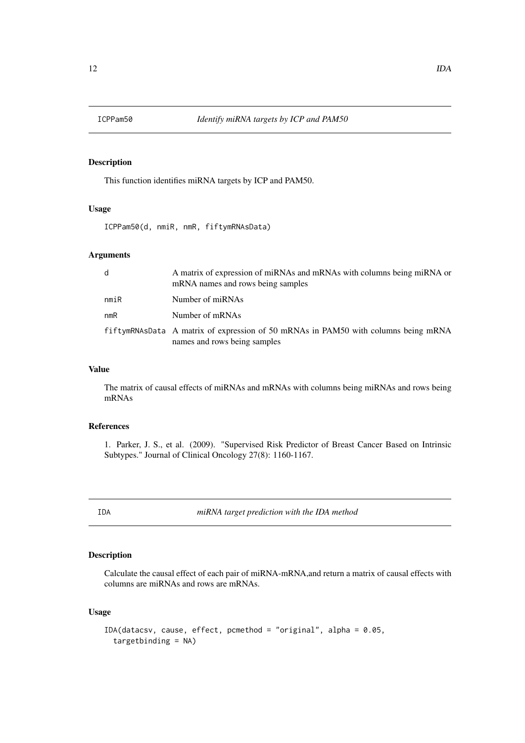## ICPPam50 — *Identify miRNA targets by ICP and PAM50*

### Description

This function identifies miRNA targets by ICP and PAM50.

### Usage

```
ICPPam50(d, nmiR, nmR, fiftymRNAsData)
```

### Arguments

| | |
|---|---|
| d | A matrix of expression of miRNAs and mRNAs with columns being miRNA or mRNA names and rows being samples |
| nmiR | Number of miRNAs |
| nmR | Number of mRNAs |
| fiftymRNAsData | A matrix of expression of 50 mRNAs in PAM50 with columns being mRNA names and rows being samples |

### Value

The matrix of causal effects of miRNAs and mRNAs with columns being miRNAs and rows being mRNAs

### References

1. Parker, J. S., et al. (2009). "Supervised Risk Predictor of Breast Cancer Based on Intrinsic Subtypes." Journal of Clinical Oncology 27(8): 1160-1167.

## IDA — *miRNA target prediction with the IDA method*

### Description

Calculate the causal effect of each pair of miRNA-mRNA,and return a matrix of causal effects with columns are miRNAs and rows are mRNAs.

### Usage

```
IDA(datacsv, cause, effect, pcmethod = "original", alpha = 0.05,
  targetbinding = NA)
```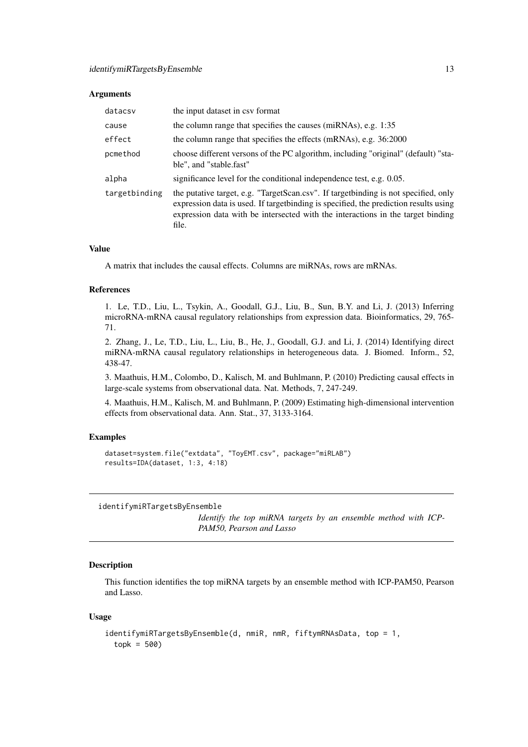### Arguments

| | |
|---|---|
| datacsv | the input dataset in csv format |
| cause | the column range that specifies the causes (miRNAs), e.g. 1:35 |
| effect | the column range that specifies the effects (mRNAs), e.g. 36:2000 |
| pcmethod | choose different versons of the PC algorithm, including "original" (default) "stable", and "stable.fast" |
| alpha | significance level for the conditional independence test, e.g. 0.05. |
| targetbinding | the putative target, e.g. "TargetScan.csv". If targetbinding is not specified, only expression data is used. If targetbinding is specified, the prediction results using expression data with be intersected with the interactions in the target binding file. |

### Value

A matrix that includes the causal effects. Columns are miRNAs, rows are mRNAs.

### References

1. Le, T.D., Liu, L., Tsykin, A., Goodall, G.J., Liu, B., Sun, B.Y. and Li, J. (2013) Inferring microRNA-mRNA causal regulatory relationships from expression data. Bioinformatics, 29, 765-71.

2. Zhang, J., Le, T.D., Liu, L., Liu, B., He, J., Goodall, G.J. and Li, J. (2014) Identifying direct miRNA-mRNA causal regulatory relationships in heterogeneous data. J. Biomed. Inform., 52, 438-47.

3. Maathuis, H.M., Colombo, D., Kalisch, M. and Buhlmann, P. (2010) Predicting causal effects in large-scale systems from observational data. Nat. Methods, 7, 247-249.

4. Maathuis, H.M., Kalisch, M. and Buhlmann, P. (2009) Estimating high-dimensional intervention effects from observational data. Ann. Stat., 37, 3133-3164.

### Examples

```
dataset=system.file("extdata", "ToyEMT.csv", package="miRLAB")
results=IDA(dataset, 1:3, 4:18)
```

---

## identifymiRTargetsByEnsemble

*Identify the top miRNA targets by an ensemble method with ICP-PAM50, Pearson and Lasso*

---

### Description

This function identifies the top miRNA targets by an ensemble method with ICP-PAM50, Pearson and Lasso.

### Usage

```
identifymiRTargetsByEnsemble(d, nmiR, nmR, fiftymRNAsData, top = 1,
  topk = 500)
```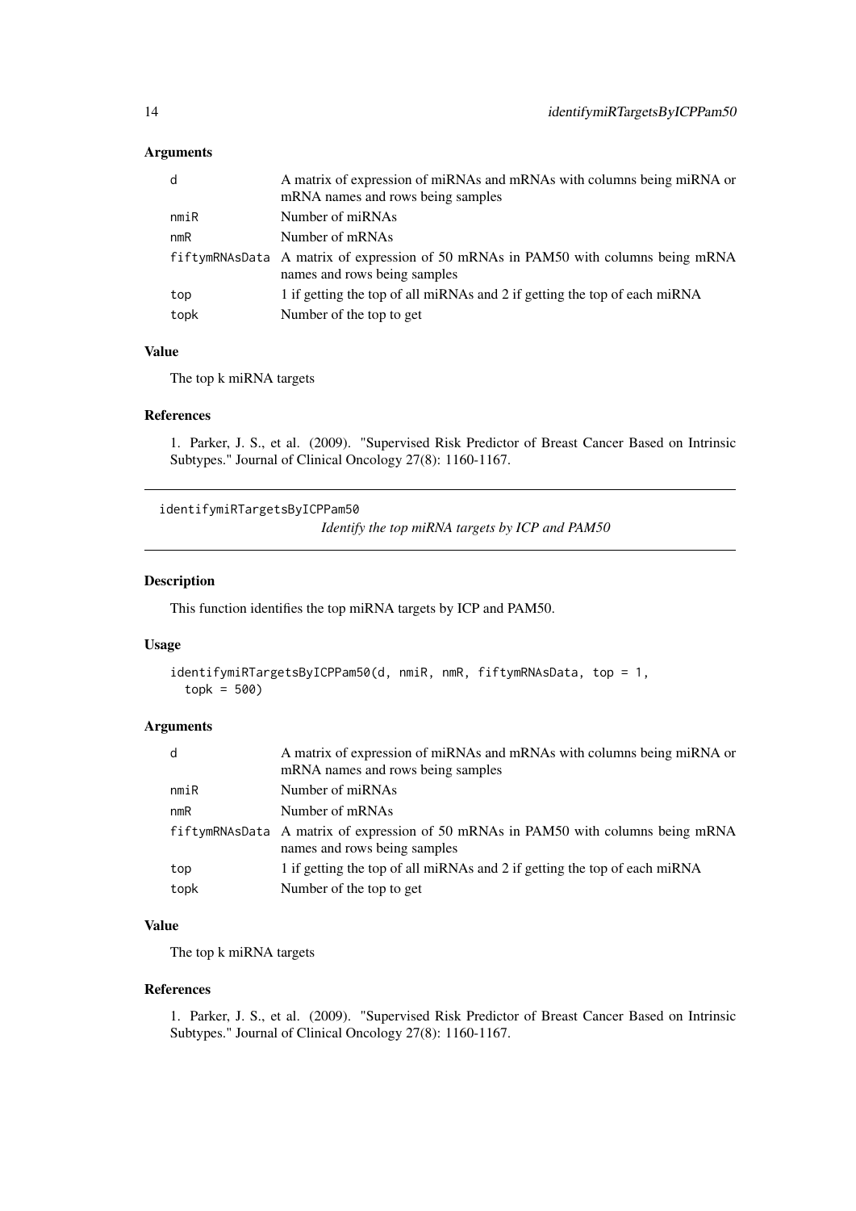### Arguments

| | |
|---|---|
| d | A matrix of expression of miRNAs and mRNAs with columns being miRNA or mRNA names and rows being samples |
| nmiR | Number of miRNAs |
| nmR | Number of mRNAs |
| fiftymRNAsData | A matrix of expression of 50 mRNAs in PAM50 with columns being mRNA names and rows being samples |
| top | 1 if getting the top of all miRNAs and 2 if getting the top of each miRNA |
| topk | Number of the top to get |

### Value

The top k miRNA targets

### References

1. Parker, J. S., et al. (2009). "Supervised Risk Predictor of Breast Cancer Based on Intrinsic Subtypes." Journal of Clinical Oncology 27(8): 1160-1167.

---

## identifymiRTargetsByICPPam50

*Identify the top miRNA targets by ICP and PAM50*

### Description

This function identifies the top miRNA targets by ICP and PAM50.

### Usage

```
identifymiRTargetsByICPPam50(d, nmiR, nmR, fiftymRNAsData, top = 1,
  topk = 500)
```

### Arguments

| | |
|---|---|
| d | A matrix of expression of miRNAs and mRNAs with columns being miRNA or mRNA names and rows being samples |
| nmiR | Number of miRNAs |
| nmR | Number of mRNAs |
| fiftymRNAsData | A matrix of expression of 50 mRNAs in PAM50 with columns being mRNA names and rows being samples |
| top | 1 if getting the top of all miRNAs and 2 if getting the top of each miRNA |
| topk | Number of the top to get |

### Value

The top k miRNA targets

### References

1. Parker, J. S., et al. (2009). "Supervised Risk Predictor of Breast Cancer Based on Intrinsic Subtypes." Journal of Clinical Oncology 27(8): 1160-1167.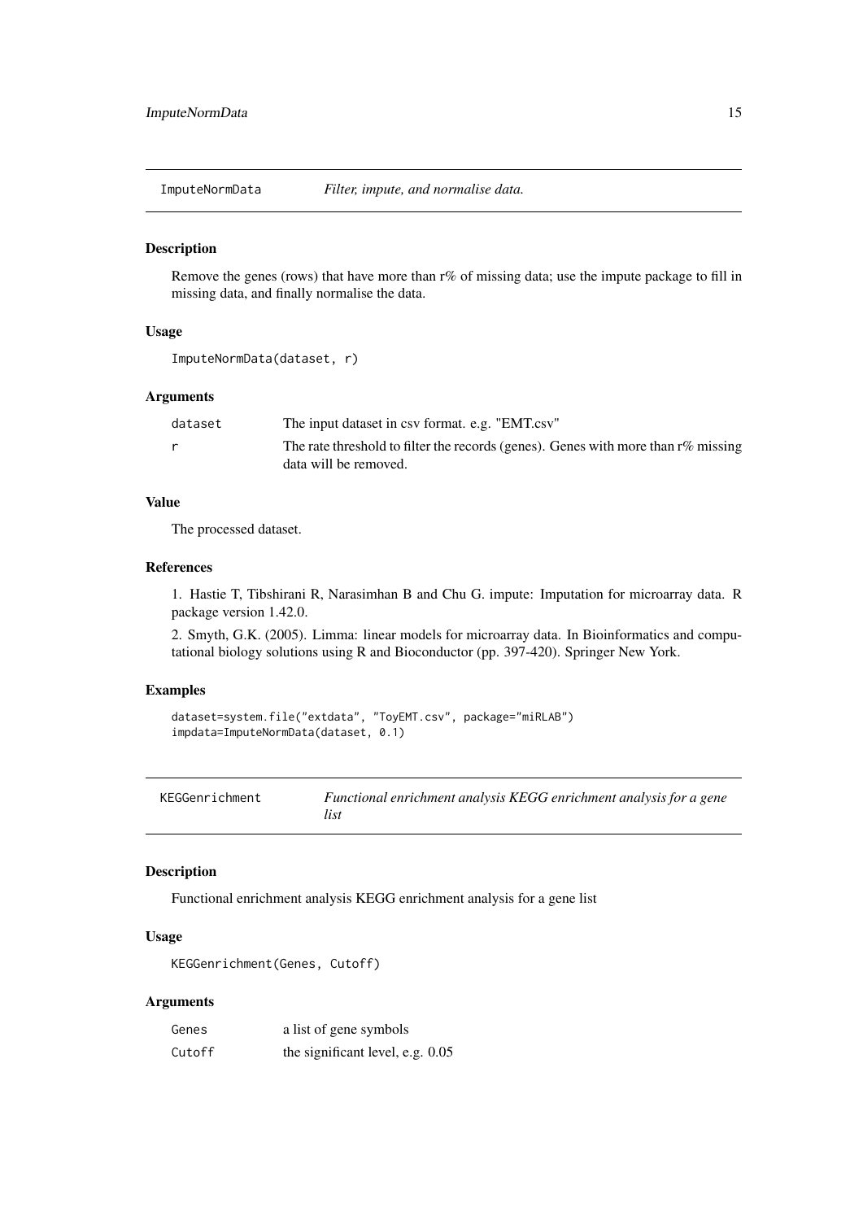## ImputeNormData — *Filter, impute, and normalise data.*

### Description

Remove the genes (rows) that have more than r% of missing data; use the impute package to fill in missing data, and finally normalise the data.

### Usage

```
ImputeNormData(dataset, r)
```

### Arguments

| | |
|---|---|
| dataset | The input dataset in csv format. e.g. "EMT.csv" |
| r | The rate threshold to filter the records (genes). Genes with more than r% missing data will be removed. |

### Value

The processed dataset.

### References

1. Hastie T, Tibshirani R, Narasimhan B and Chu G. impute: Imputation for microarray data. R package version 1.42.0.

2. Smyth, G.K. (2005). Limma: linear models for microarray data. In Bioinformatics and computational biology solutions using R and Bioconductor (pp. 397-420). Springer New York.

### Examples

```
dataset=system.file("extdata", "ToyEMT.csv", package="miRLAB")
impdata=ImputeNormData(dataset, 0.1)
```

## KEGGenrichment — *Functional enrichment analysis KEGG enrichment analysis for a gene list*

### Description

Functional enrichment analysis KEGG enrichment analysis for a gene list

### Usage

```
KEGGenrichment(Genes, Cutoff)
```

### Arguments

| | |
|---|---|
| Genes | a list of gene symbols |
| Cutoff | the significant level, e.g. 0.05 |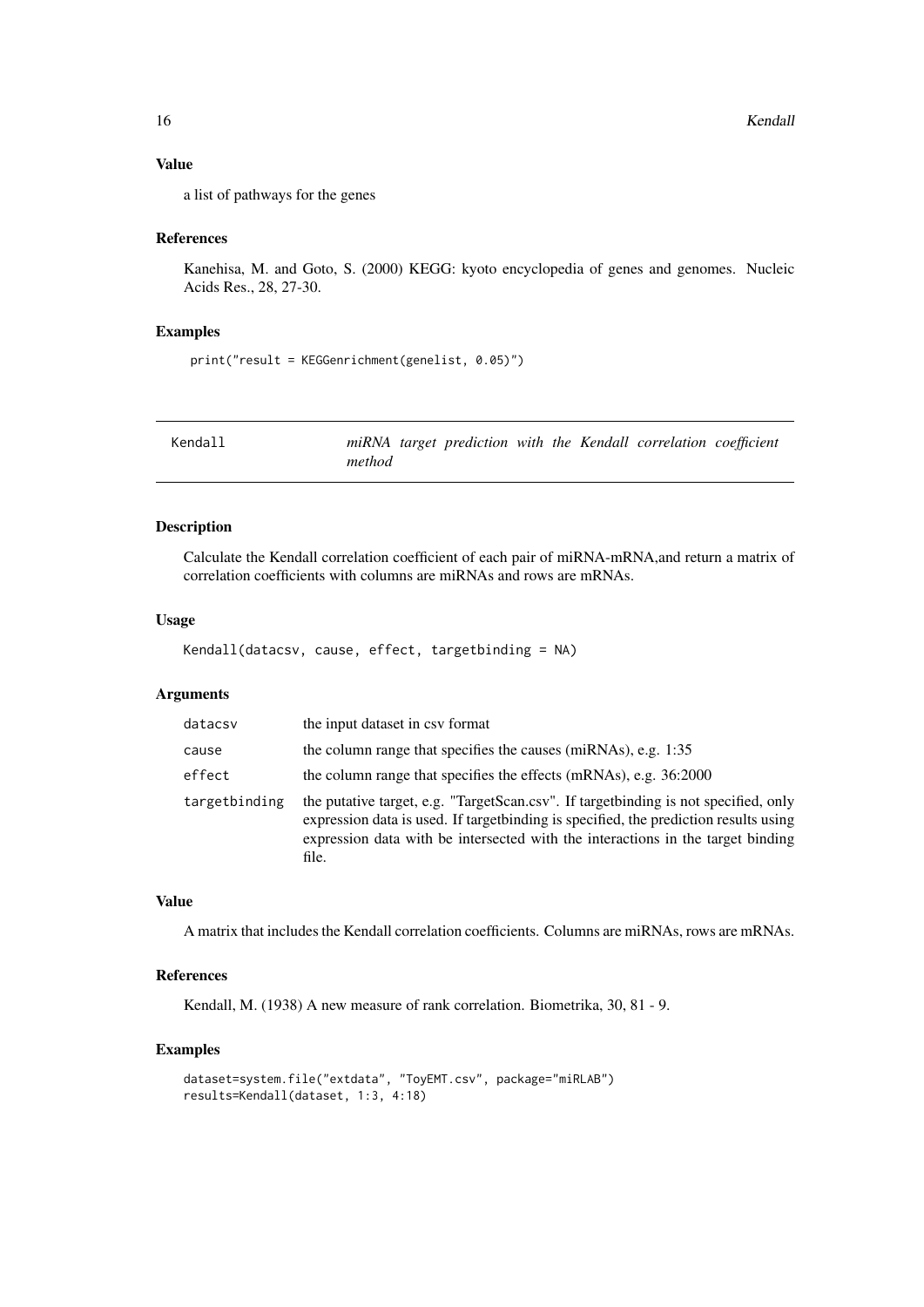### Value

a list of pathways for the genes

### References

Kanehisa, M. and Goto, S. (2000) KEGG: kyoto encyclopedia of genes and genomes. Nucleic Acids Res., 28, 27-30.

### Examples

```
print("result = KEGGenrichment(genelist, 0.05)")
```

---

## Kendall — *miRNA target prediction with the Kendall correlation coefficient method*

---

### Description

Calculate the Kendall correlation coefficient of each pair of miRNA-mRNA,and return a matrix of correlation coefficients with columns are miRNAs and rows are mRNAs.

### Usage

```
Kendall(datacsv, cause, effect, targetbinding = NA)
```

### Arguments

| | |
|---|---|
| `datacsv` | the input dataset in csv format |
| `cause` | the column range that specifies the causes (miRNAs), e.g. 1:35 |
| `effect` | the column range that specifies the effects (mRNAs), e.g. 36:2000 |
| `targetbinding` | the putative target, e.g. "TargetScan.csv". If targetbinding is not specified, only expression data is used. If targetbinding is specified, the prediction results using expression data with be intersected with the interactions in the target binding file. |

### Value

A matrix that includes the Kendall correlation coefficients. Columns are miRNAs, rows are mRNAs.

### References

Kendall, M. (1938) A new measure of rank correlation. Biometrika, 30, 81 - 9.

### Examples

```
dataset=system.file("extdata", "ToyEMT.csv", package="miRLAB")
results=Kendall(dataset, 1:3, 4:18)
```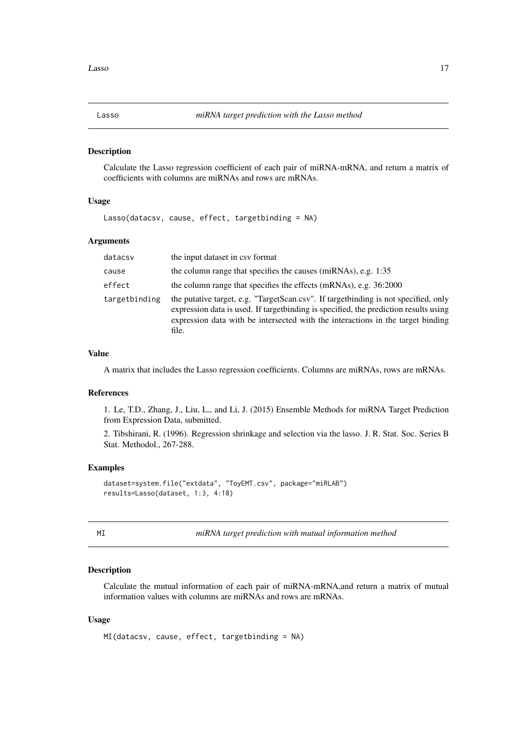## Lasso — *miRNA target prediction with the Lasso method*

### Description

Calculate the Lasso regression coefficient of each pair of miRNA-mRNA, and return a matrix of coefficients with columns are miRNAs and rows are mRNAs.

### Usage

```
Lasso(datacsv, cause, effect, targetbinding = NA)
```

### Arguments

| | |
|---|---|
| datacsv | the input dataset in csv format |
| cause | the column range that specifies the causes (miRNAs), e.g. 1:35 |
| effect | the column range that specifies the effects (mRNAs), e.g. 36:2000 |
| targetbinding | the putative target, e.g. "TargetScan.csv". If targetbinding is not specified, only expression data is used. If targetbinding is specified, the prediction results using expression data with be intersected with the interactions in the target binding file. |

### Value

A matrix that includes the Lasso regression coefficients. Columns are miRNAs, rows are mRNAs.

### References

1. Le, T.D., Zhang, J., Liu, L., and Li, J. (2015) Ensemble Methods for miRNA Target Prediction from Expression Data, submitted.

2. Tibshirani, R. (1996). Regression shrinkage and selection via the lasso. J. R. Stat. Soc. Series B Stat. Methodol., 267-288.

### Examples

```
dataset=system.file("extdata", "ToyEMT.csv", package="miRLAB")
results=Lasso(dataset, 1:3, 4:18)
```

## MI — *miRNA target prediction with mutual information method*

### Description

Calculate the mutual information of each pair of miRNA-mRNA,and return a matrix of mutual information values with columns are miRNAs and rows are mRNAs.

### Usage

```
MI(datacsv, cause, effect, targetbinding = NA)
```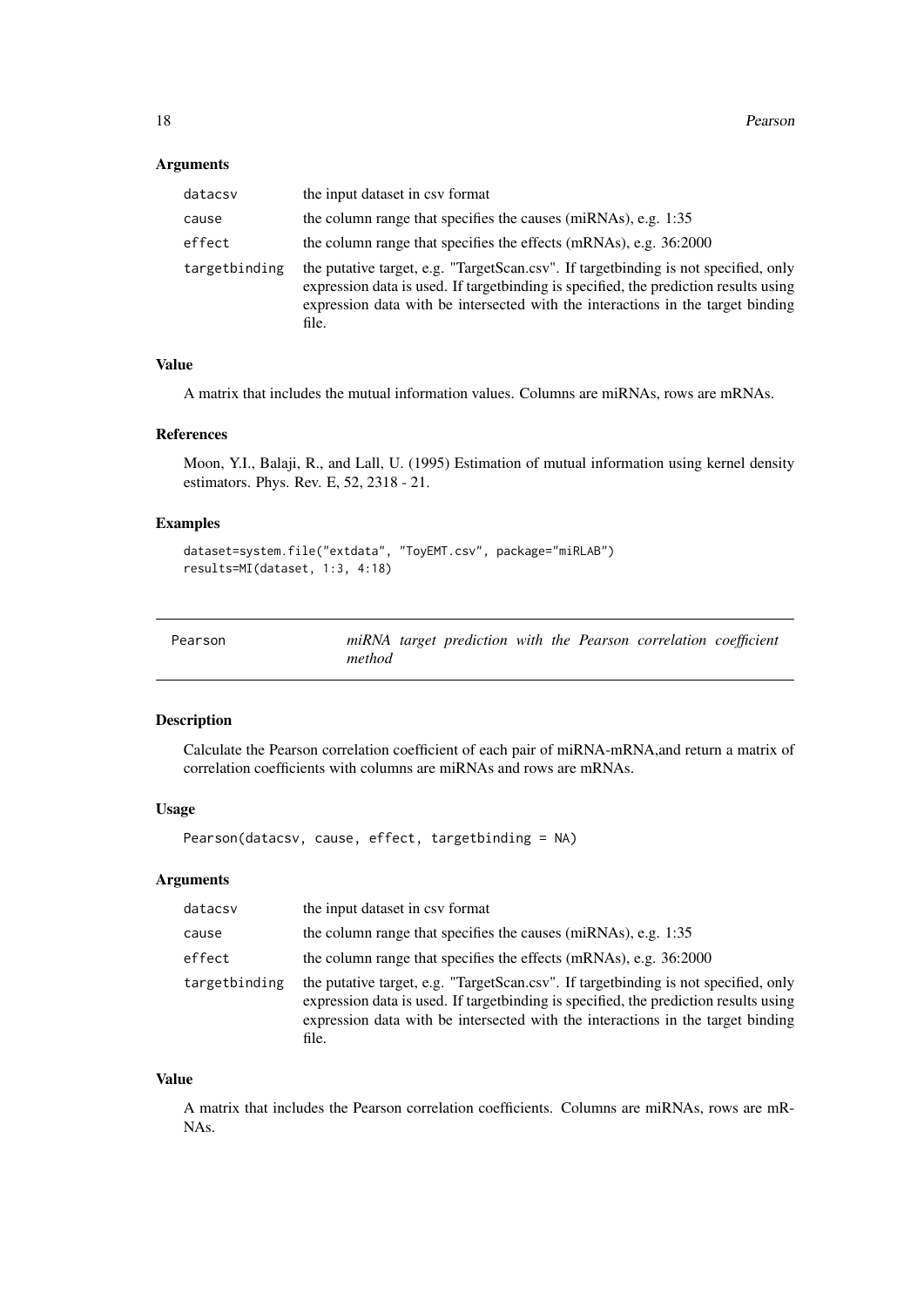### Arguments

| | |
|---|---|
| datacsv | the input dataset in csv format |
| cause | the column range that specifies the causes (miRNAs), e.g. 1:35 |
| effect | the column range that specifies the effects (mRNAs), e.g. 36:2000 |
| targetbinding | the putative target, e.g. "TargetScan.csv". If targetbinding is not specified, only expression data is used. If targetbinding is specified, the prediction results using expression data with be intersected with the interactions in the target binding file. |

### Value

A matrix that includes the mutual information values. Columns are miRNAs, rows are mRNAs.

### References

Moon, Y.I., Balaji, R., and Lall, U. (1995) Estimation of mutual information using kernel density estimators. Phys. Rev. E, 52, 2318 - 21.

### Examples

```
dataset=system.file("extdata", "ToyEMT.csv", package="miRLAB")
results=MI(dataset, 1:3, 4:18)
```

---

## Pearson — *miRNA target prediction with the Pearson correlation coefficient method*

---

### Description

Calculate the Pearson correlation coefficient of each pair of miRNA-mRNA,and return a matrix of correlation coefficients with columns are miRNAs and rows are mRNAs.

### Usage

```
Pearson(datacsv, cause, effect, targetbinding = NA)
```

### Arguments

| | |
|---|---|
| datacsv | the input dataset in csv format |
| cause | the column range that specifies the causes (miRNAs), e.g. 1:35 |
| effect | the column range that specifies the effects (mRNAs), e.g. 36:2000 |
| targetbinding | the putative target, e.g. "TargetScan.csv". If targetbinding is not specified, only expression data is used. If targetbinding is specified, the prediction results using expression data with be intersected with the interactions in the target binding file. |

### Value

A matrix that includes the Pearson correlation coefficients. Columns are miRNAs, rows are mRNAs.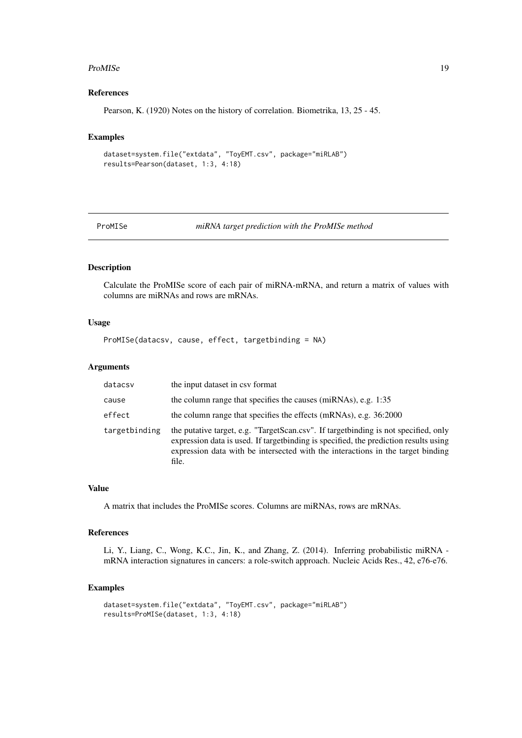### References

Pearson, K. (1920) Notes on the history of correlation. Biometrika, 13, 25 - 45.

### Examples

```
dataset=system.file("extdata", "ToyEMT.csv", package="miRLAB")
results=Pearson(dataset, 1:3, 4:18)
```

---

## ProMISe *miRNA target prediction with the ProMISe method*

---

### Description

Calculate the ProMISe score of each pair of miRNA-mRNA, and return a matrix of values with columns are miRNAs and rows are mRNAs.

### Usage

```
ProMISe(datacsv, cause, effect, targetbinding = NA)
```

### Arguments

| | |
|---|---|
| datacsv | the input dataset in csv format |
| cause | the column range that specifies the causes (miRNAs), e.g. 1:35 |
| effect | the column range that specifies the effects (mRNAs), e.g. 36:2000 |
| targetbinding | the putative target, e.g. "TargetScan.csv". If targetbinding is not specified, only expression data is used. If targetbinding is specified, the prediction results using expression data with be intersected with the interactions in the target binding file. |

### Value

A matrix that includes the ProMISe scores. Columns are miRNAs, rows are mRNAs.

### References

Li, Y., Liang, C., Wong, K.C., Jin, K., and Zhang, Z. (2014). Inferring probabilistic miRNA - mRNA interaction signatures in cancers: a role-switch approach. Nucleic Acids Res., 42, e76-e76.

### Examples

```
dataset=system.file("extdata", "ToyEMT.csv", package="miRLAB")
results=ProMISe(dataset, 1:3, 4:18)
```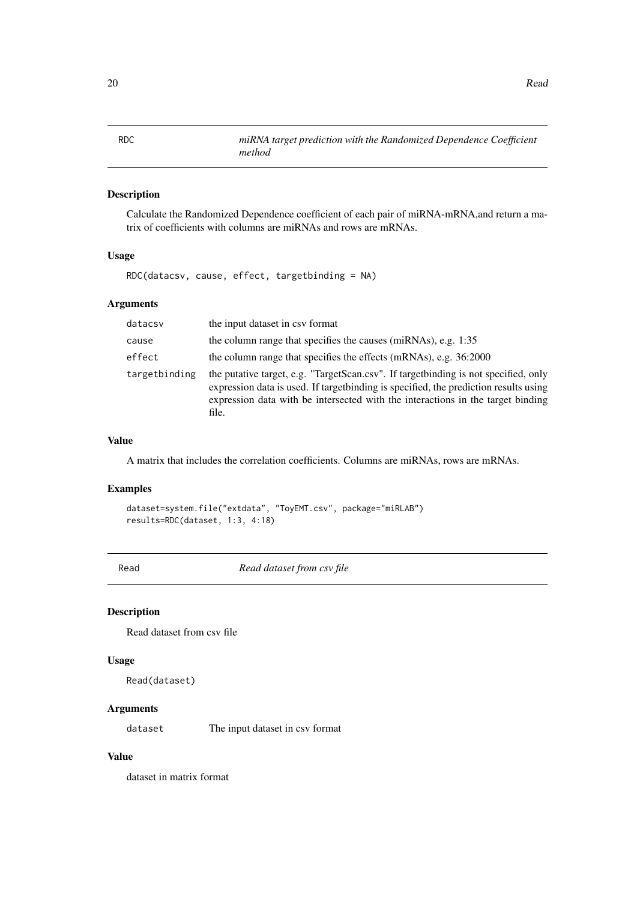## RDC — *miRNA target prediction with the Randomized Dependence Coefficient method*

### Description

Calculate the Randomized Dependence coefficient of each pair of miRNA-mRNA,and return a matrix of coefficients with columns are miRNAs and rows are mRNAs.

### Usage

```
RDC(datacsv, cause, effect, targetbinding = NA)
```

### Arguments

| | |
|---|---|
| `datacsv` | the input dataset in csv format |
| `cause` | the column range that specifies the causes (miRNAs), e.g. 1:35 |
| `effect` | the column range that specifies the effects (mRNAs), e.g. 36:2000 |
| `targetbinding` | the putative target, e.g. "TargetScan.csv". If targetbinding is not specified, only expression data is used. If targetbinding is specified, the prediction results using expression data with be intersected with the interactions in the target binding file. |

### Value

A matrix that includes the correlation coefficients. Columns are miRNAs, rows are mRNAs.

### Examples

```
dataset=system.file("extdata", "ToyEMT.csv", package="miRLAB")
results=RDC(dataset, 1:3, 4:18)
```

## Read — *Read dataset from csv file*

### Description

Read dataset from csv file

### Usage

```
Read(dataset)
```

### Arguments

| | |
|---|---|
| `dataset` | The input dataset in csv format |

### Value

dataset in matrix format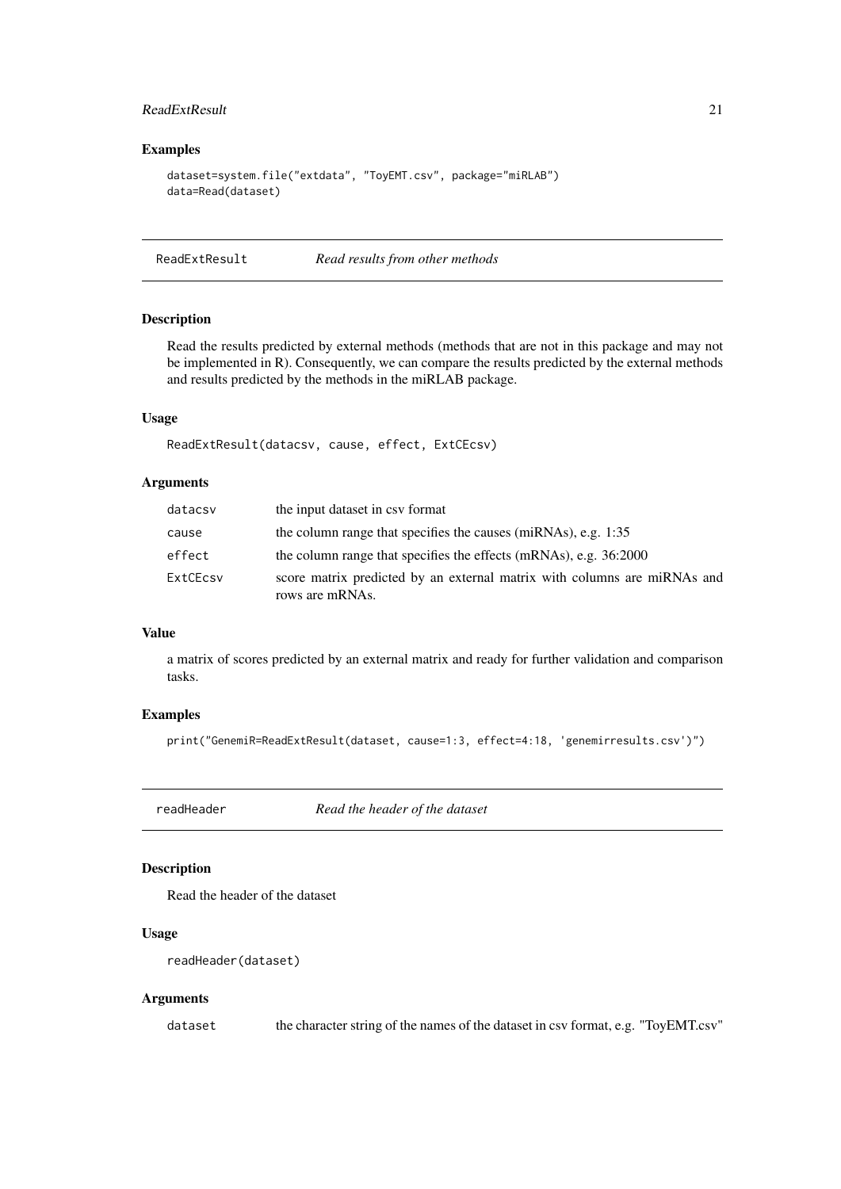### Examples

```
dataset=system.file("extdata", "ToyEMT.csv", package="miRLAB")
data=Read(dataset)
```

---

## ReadExtResult — *Read results from other methods*

---

### Description

Read the results predicted by external methods (methods that are not in this package and may not be implemented in R). Consequently, we can compare the results predicted by the external methods and results predicted by the methods in the miRLAB package.

### Usage

```
ReadExtResult(datacsv, cause, effect, ExtCEcsv)
```

### Arguments

| | |
|---|---|
| `datacsv` | the input dataset in csv format |
| `cause` | the column range that specifies the causes (miRNAs), e.g. 1:35 |
| `effect` | the column range that specifies the effects (mRNAs), e.g. 36:2000 |
| `ExtCEcsv` | score matrix predicted by an external matrix with columns are miRNAs and rows are mRNAs. |

### Value

a matrix of scores predicted by an external matrix and ready for further validation and comparison tasks.

### Examples

```
print("GenemiR=ReadExtResult(dataset, cause=1:3, effect=4:18, 'genemirresults.csv')")
```

---

## readHeader — *Read the header of the dataset*

---

### Description

Read the header of the dataset

### Usage

```
readHeader(dataset)
```

### Arguments

| | |
|---|---|
| `dataset` | the character string of the names of the dataset in csv format, e.g. "ToyEMT.csv" |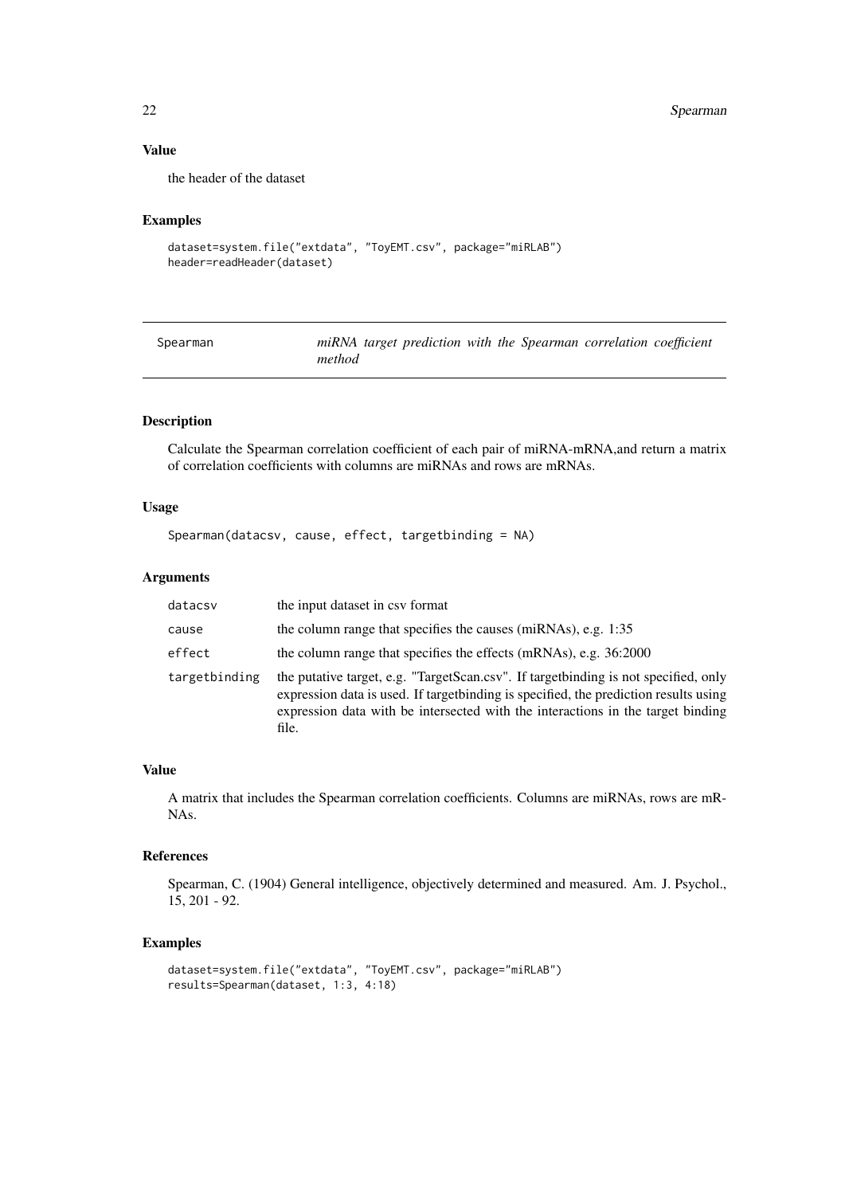### Value

the header of the dataset

### Examples

```
dataset=system.file("extdata", "ToyEMT.csv", package="miRLAB")
header=readHeader(dataset)
```

---

## Spearman — *miRNA target prediction with the Spearman correlation coefficient method*

---

### Description

Calculate the Spearman correlation coefficient of each pair of miRNA-mRNA,and return a matrix of correlation coefficients with columns are miRNAs and rows are mRNAs.

### Usage

```
Spearman(datacsv, cause, effect, targetbinding = NA)
```

### Arguments

| | |
|---|---|
| `datacsv` | the input dataset in csv format |
| `cause` | the column range that specifies the causes (miRNAs), e.g. 1:35 |
| `effect` | the column range that specifies the effects (mRNAs), e.g. 36:2000 |
| `targetbinding` | the putative target, e.g. "TargetScan.csv". If targetbinding is not specified, only expression data is used. If targetbinding is specified, the prediction results using expression data with be intersected with the interactions in the target binding file. |

### Value

A matrix that includes the Spearman correlation coefficients. Columns are miRNAs, rows are mRNAs.

### References

Spearman, C. (1904) General intelligence, objectively determined and measured. Am. J. Psychol., 15, 201 - 92.

### Examples

```
dataset=system.file("extdata", "ToyEMT.csv", package="miRLAB")
results=Spearman(dataset, 1:3, 4:18)
```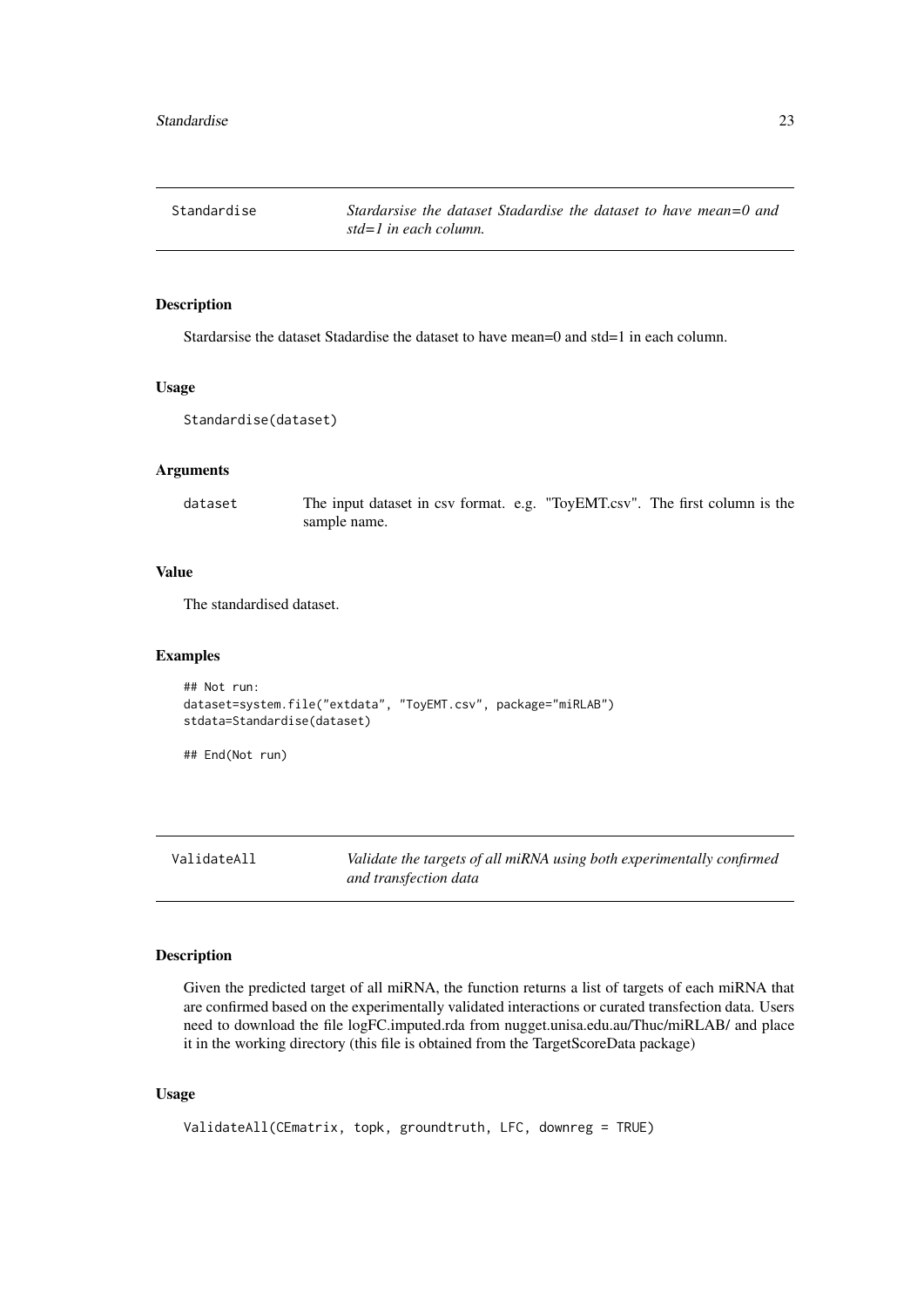## Standardise — *Stardarsise the dataset Stadardise the dataset to have mean=0 and std=1 in each column.*

### Description

Stardarsise the dataset Stadardise the dataset to have mean=0 and std=1 in each column.

### Usage

```
Standardise(dataset)
```

### Arguments

| | |
|---|---|
| dataset | The input dataset in csv format. e.g. "ToyEMT.csv". The first column is the sample name. |

### Value

The standardised dataset.

### Examples

```
## Not run:
dataset=system.file("extdata", "ToyEMT.csv", package="miRLAB")
stdata=Standardise(dataset)

## End(Not run)
```

## ValidateAll — *Validate the targets of all miRNA using both experimentally confirmed and transfection data*

### Description

Given the predicted target of all miRNA, the function returns a list of targets of each miRNA that are confirmed based on the experimentally validated interactions or curated transfection data. Users need to download the file logFC.imputed.rda from nugget.unisa.edu.au/Thuc/miRLAB/ and place it in the working directory (this file is obtained from the TargetScoreData package)

### Usage

```
ValidateAll(CEmatrix, topk, groundtruth, LFC, downreg = TRUE)
```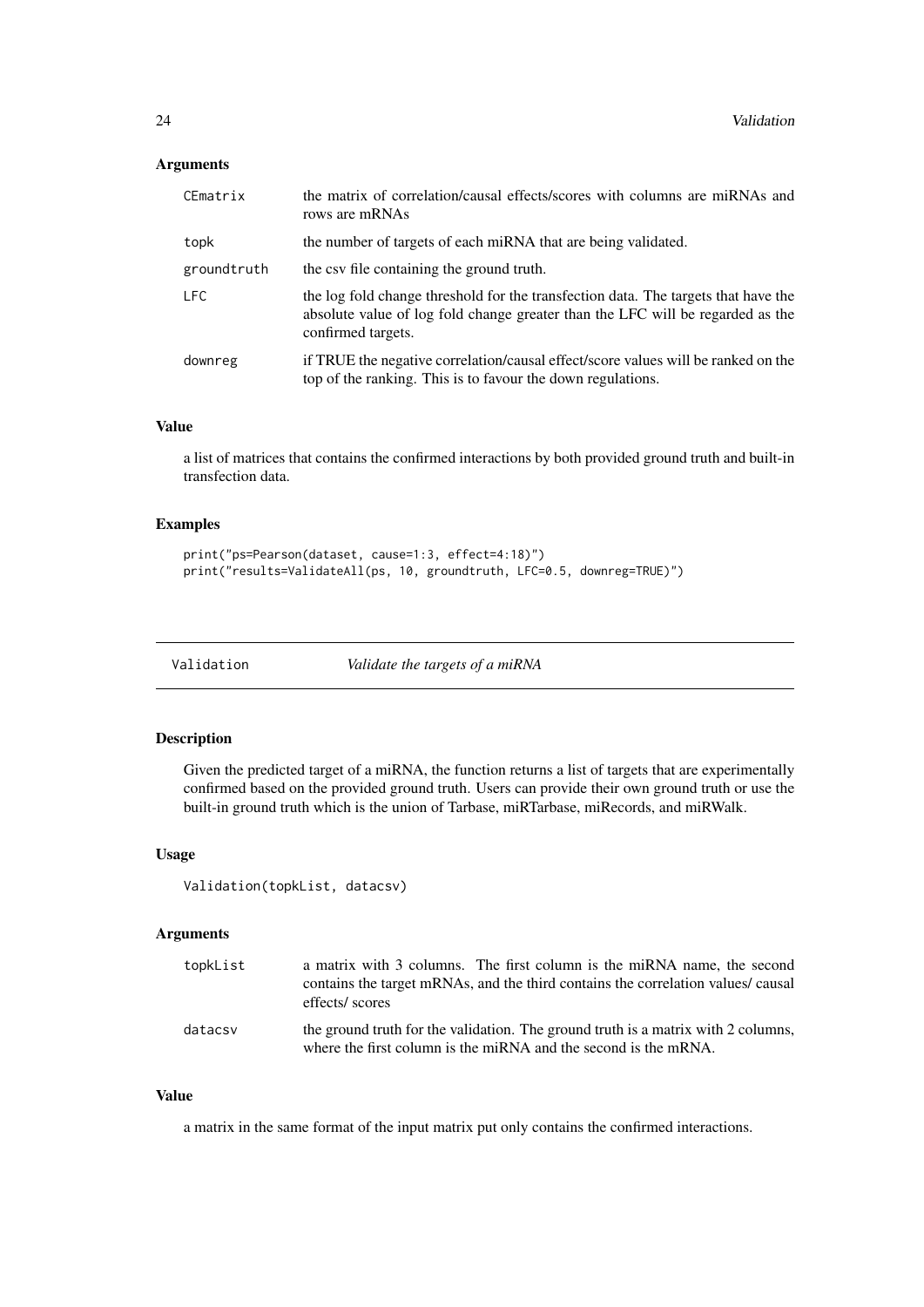### Arguments

| | |
|---|---|
| CEmatrix | the matrix of correlation/causal effects/scores with columns are miRNAs and rows are mRNAs |
| topk | the number of targets of each miRNA that are being validated. |
| groundtruth | the csv file containing the ground truth. |
| LFC | the log fold change threshold for the transfection data. The targets that have the absolute value of log fold change greater than the LFC will be regarded as the confirmed targets. |
| downreg | if TRUE the negative correlation/causal effect/score values will be ranked on the top of the ranking. This is to favour the down regulations. |

### Value

a list of matrices that contains the confirmed interactions by both provided ground truth and built-in transfection data.

### Examples

```
print("ps=Pearson(dataset, cause=1:3, effect=4:18)")
print("results=ValidateAll(ps, 10, groundtruth, LFC=0.5, downreg=TRUE)")
```

---

## Validation — *Validate the targets of a miRNA*

### Description

Given the predicted target of a miRNA, the function returns a list of targets that are experimentally confirmed based on the provided ground truth. Users can provide their own ground truth or use the built-in ground truth which is the union of Tarbase, miRTarbase, miRecords, and miRWalk.

### Usage

```
Validation(topkList, datacsv)
```

### Arguments

| | |
|---|---|
| topkList | a matrix with 3 columns. The first column is the miRNA name, the second contains the target mRNAs, and the third contains the correlation values/ causal effects/ scores |
| datacsv | the ground truth for the validation. The ground truth is a matrix with 2 columns, where the first column is the miRNA and the second is the mRNA. |

### Value

a matrix in the same format of the input matrix put only contains the confirmed interactions.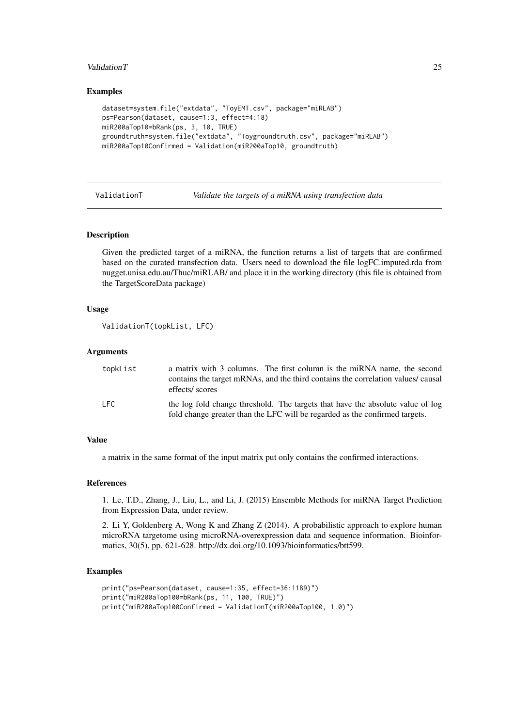### Examples

```
dataset=system.file("extdata", "ToyEMT.csv", package="miRLAB")
ps=Pearson(dataset, cause=1:3, effect=4:18)
miR200aTop10=bRank(ps, 3, 10, TRUE)
groundtruth=system.file("extdata", "Toygroundtruth.csv", package="miRLAB")
miR200aTop10Confirmed = Validation(miR200aTop10, groundtruth)
```

---

## ValidationT *Validate the targets of a miRNA using transfection data*

---

### Description

Given the predicted target of a miRNA, the function returns a list of targets that are confirmed based on the curated transfection data. Users need to download the file logFC.imputed.rda from nugget.unisa.edu.au/Thuc/miRLAB/ and place it in the working directory (this file is obtained from the TargetScoreData package)

### Usage

```
ValidationT(topkList, LFC)
```

### Arguments

| | |
|---|---|
| topkList | a matrix with 3 columns. The first column is the miRNA name, the second contains the target mRNAs, and the third contains the correlation values/ causal effects/ scores |
| LFC | the log fold change threshold. The targets that have the absolute value of log fold change greater than the LFC will be regarded as the confirmed targets. |

### Value

a matrix in the same format of the input matrix put only contains the confirmed interactions.

### References

1. Le, T.D., Zhang, J., Liu, L., and Li, J. (2015) Ensemble Methods for miRNA Target Prediction from Expression Data, under review.

2. Li Y, Goldenberg A, Wong K and Zhang Z (2014). A probabilistic approach to explore human microRNA targetome using microRNA-overexpression data and sequence information. Bioinformatics, 30(5), pp. 621-628. http://dx.doi.org/10.1093/bioinformatics/btt599.

### Examples

```
print("ps=Pearson(dataset, cause=1:35, effect=36:1189)")
print("miR200aTop100=bRank(ps, 11, 100, TRUE)")
print("miR200aTop100Confirmed = ValidationT(miR200aTop100, 1.0)")
```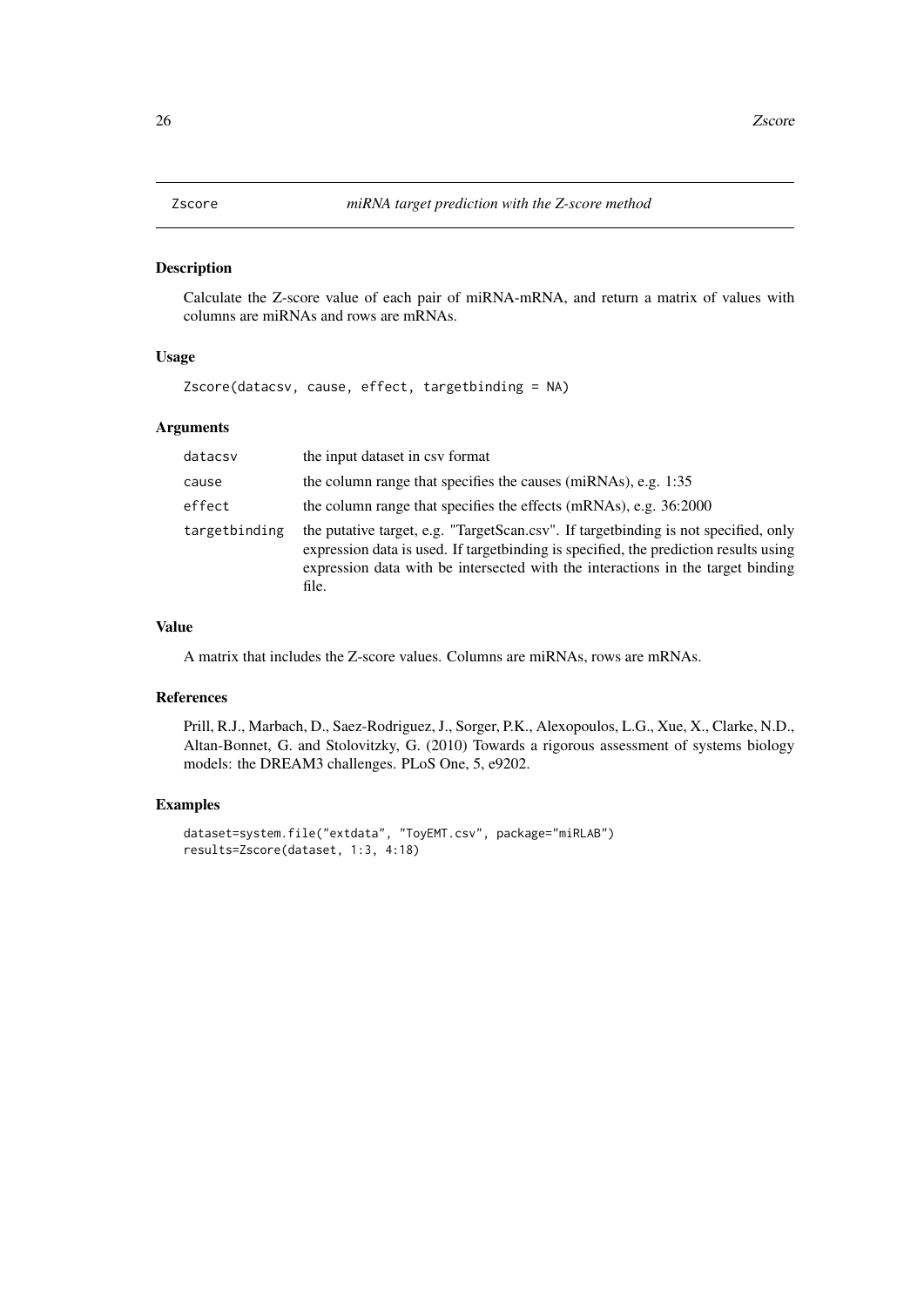# Zscore — *miRNA target prediction with the Z-score method*

## Description

Calculate the Z-score value of each pair of miRNA-mRNA, and return a matrix of values with columns are miRNAs and rows are mRNAs.

## Usage

```
Zscore(datacsv, cause, effect, targetbinding = NA)
```

## Arguments

| Argument | Description |
|---|---|
| `datacsv` | the input dataset in csv format |
| `cause` | the column range that specifies the causes (miRNAs), e.g. 1:35 |
| `effect` | the column range that specifies the effects (mRNAs), e.g. 36:2000 |
| `targetbinding` | the putative target, e.g. "TargetScan.csv". If targetbinding is not specified, only expression data is used. If targetbinding is specified, the prediction results using expression data with be intersected with the interactions in the target binding file. |

## Value

A matrix that includes the Z-score values. Columns are miRNAs, rows are mRNAs.

## References

Prill, R.J., Marbach, D., Saez-Rodriguez, J., Sorger, P.K., Alexopoulos, L.G., Xue, X., Clarke, N.D., Altan-Bonnet, G. and Stolovitzky, G. (2010) Towards a rigorous assessment of systems biology models: the DREAM3 challenges. PLoS One, 5, e9202.

## Examples

```
dataset=system.file("extdata", "ToyEMT.csv", package="miRLAB")
results=Zscore(dataset, 1:3, 4:18)
```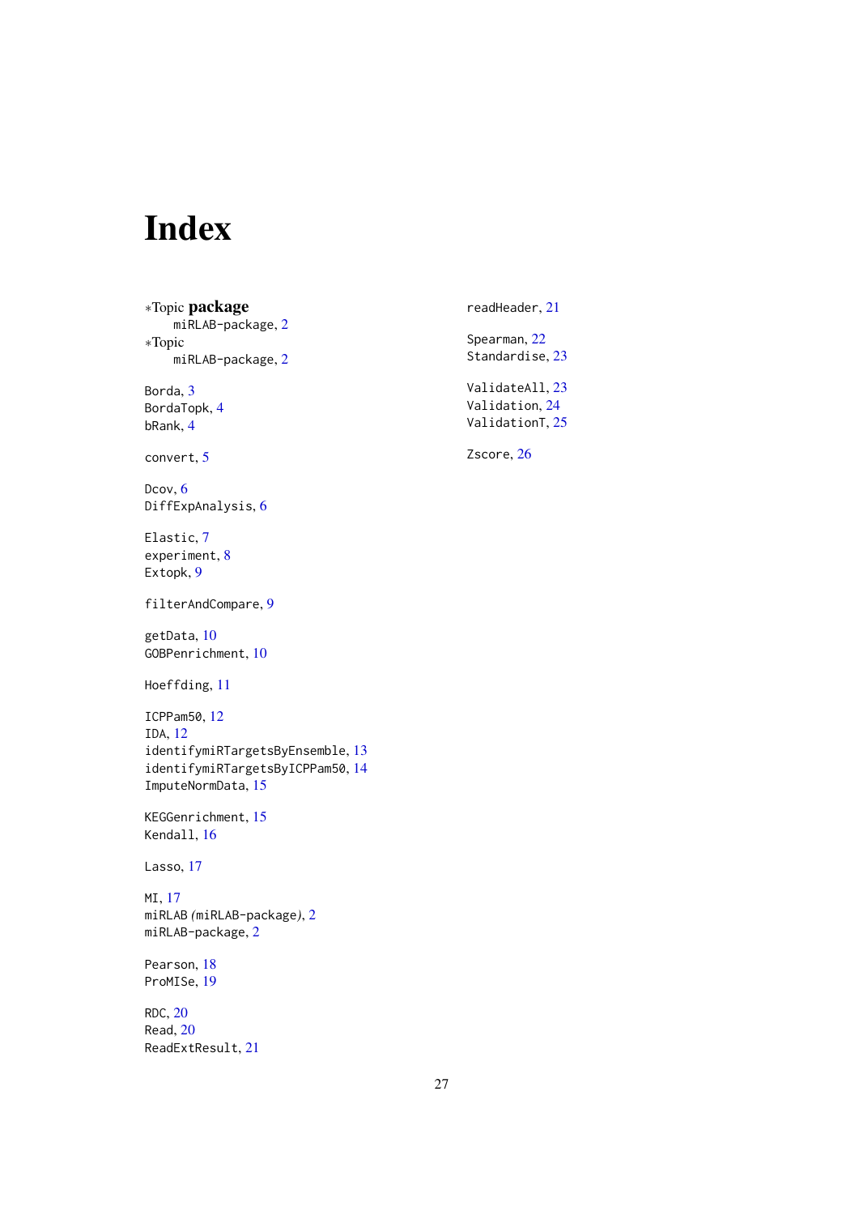# Index

*Topic **package**
    miRLAB-package, 2
*Topic
    miRLAB-package, 2

Borda, 3
BordaTopk, 4
bRank, 4

convert, 5

Dcov, 6
DiffExpAnalysis, 6

Elastic, 7
experiment, 8
Extopk, 9

filterAndCompare, 9

getData, 10
GOBPenrichment, 10

Hoeffding, 11

ICPPam50, 12
IDA, 12
identifymiRTargetsByEnsemble, 13
identifymiRTargetsByICPPam50, 14
ImputeNormData, 15

KEGGenrichment, 15
Kendall, 16

Lasso, 17

MI, 17
miRLAB *(*miRLAB-package*)*, 2
miRLAB-package, 2

Pearson, 18
ProMISe, 19

RDC, 20
Read, 20
ReadExtResult, 21
readHeader, 21

Spearman, 22
Standardise, 23

ValidateAll, 23
Validation, 24
ValidationT, 25

Zscore, 26